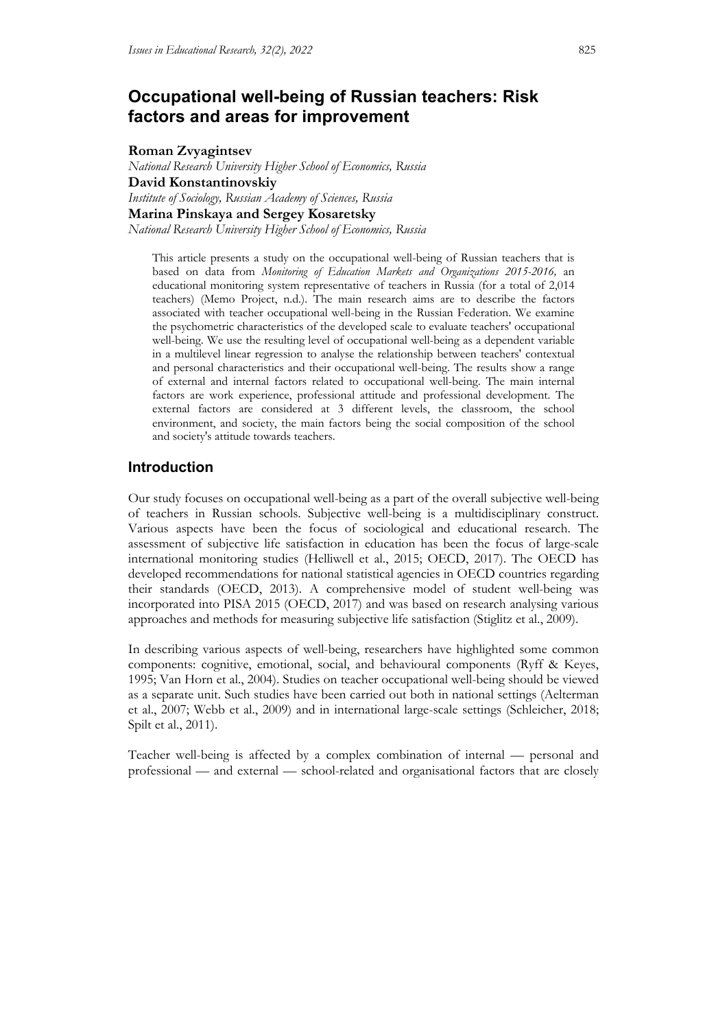# Occupational well-being of Russian teachers: Risk factors and areas for improvement

**Roman Zvyagintsev**
*National Research University Higher School of Economics, Russia*
**David Konstantinovskiy**
*Institute of Sociology, Russian Academy of Sciences, Russia*
**Marina Pinskaya and Sergey Kosaretsky**
*National Research University Higher School of Economics, Russia*

> This article presents a study on the occupational well-being of Russian teachers that is based on data from *Monitoring of Education Markets and Organizations 2015-2016,* an educational monitoring system representative of teachers in Russia (for a total of 2,014 teachers) (Memo Project, n.d.). The main research aims are to describe the factors associated with teacher occupational well-being in the Russian Federation. We examine the psychometric characteristics of the developed scale to evaluate teachers' occupational well-being. We use the resulting level of occupational well-being as a dependent variable in a multilevel linear regression to analyse the relationship between teachers' contextual and personal characteristics and their occupational well-being. The results show a range of external and internal factors related to occupational well-being. The main internal factors are work experience, professional attitude and professional development. The external factors are considered at 3 different levels, the classroom, the school environment, and society, the main factors being the social composition of the school and society's attitude towards teachers.

## Introduction

Our study focuses on occupational well-being as a part of the overall subjective well-being of teachers in Russian schools. Subjective well-being is a multidisciplinary construct. Various aspects have been the focus of sociological and educational research. The assessment of subjective life satisfaction in education has been the focus of large-scale international monitoring studies (Helliwell et al., 2015; OECD, 2017). The OECD has developed recommendations for national statistical agencies in OECD countries regarding their standards (OECD, 2013). A comprehensive model of student well-being was incorporated into PISA 2015 (OECD, 2017) and was based on research analysing various approaches and methods for measuring subjective life satisfaction (Stiglitz et al., 2009).

In describing various aspects of well-being, researchers have highlighted some common components: cognitive, emotional, social, and behavioural components (Ryff & Keyes, 1995; Van Horn et al., 2004). Studies on teacher occupational well-being should be viewed as a separate unit. Such studies have been carried out both in national settings (Aelterman et al., 2007; Webb et al., 2009) and in international large-scale settings (Schleicher, 2018; Spilt et al., 2011).

Teacher well-being is affected by a complex combination of internal — personal and professional — and external — school-related and organisational factors that are closely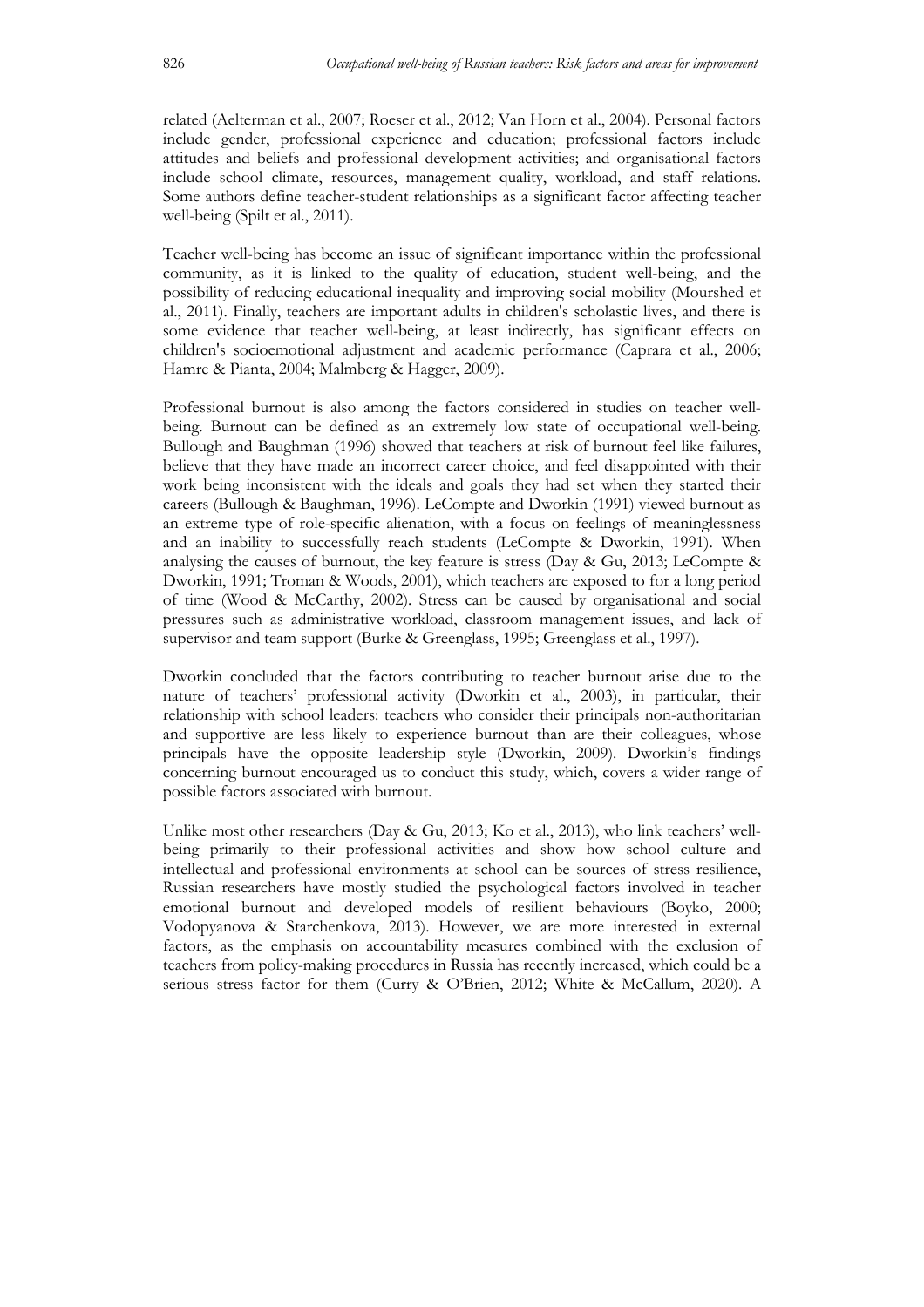related (Aelterman et al., 2007; Roeser et al., 2012; Van Horn et al., 2004). Personal factors include gender, professional experience and education; professional factors include attitudes and beliefs and professional development activities; and organisational factors include school climate, resources, management quality, workload, and staff relations. Some authors define teacher-student relationships as a significant factor affecting teacher well-being (Spilt et al., 2011).

Teacher well-being has become an issue of significant importance within the professional community, as it is linked to the quality of education, student well-being, and the possibility of reducing educational inequality and improving social mobility (Mourshed et al., 2011). Finally, teachers are important adults in children's scholastic lives, and there is some evidence that teacher well-being, at least indirectly, has significant effects on children's socioemotional adjustment and academic performance (Caprara et al., 2006; Hamre & Pianta, 2004; Malmberg & Hagger, 2009).

Professional burnout is also among the factors considered in studies on teacher well-being. Burnout can be defined as an extremely low state of occupational well-being. Bullough and Baughman (1996) showed that teachers at risk of burnout feel like failures, believe that they have made an incorrect career choice, and feel disappointed with their work being inconsistent with the ideals and goals they had set when they started their careers (Bullough & Baughman, 1996). LeCompte and Dworkin (1991) viewed burnout as an extreme type of role-specific alienation, with a focus on feelings of meaninglessness and an inability to successfully reach students (LeCompte & Dworkin, 1991). When analysing the causes of burnout, the key feature is stress (Day & Gu, 2013; LeCompte & Dworkin, 1991; Troman & Woods, 2001), which teachers are exposed to for a long period of time (Wood & McCarthy, 2002). Stress can be caused by organisational and social pressures such as administrative workload, classroom management issues, and lack of supervisor and team support (Burke & Greenglass, 1995; Greenglass et al., 1997).

Dworkin concluded that the factors contributing to teacher burnout arise due to the nature of teachers' professional activity (Dworkin et al., 2003), in particular, their relationship with school leaders: teachers who consider their principals non-authoritarian and supportive are less likely to experience burnout than are their colleagues, whose principals have the opposite leadership style (Dworkin, 2009). Dworkin's findings concerning burnout encouraged us to conduct this study, which covers a wider range of possible factors associated with burnout.

Unlike most other researchers (Day & Gu, 2013; Ko et al., 2013), who link teachers' well-being primarily to their professional activities and show how school culture and intellectual and professional environments at school can be sources of stress resilience, Russian researchers have mostly studied the psychological factors involved in teacher emotional burnout and developed models of resilient behaviours (Boyko, 2000; Vodopyanova & Starchenkova, 2013). However, we are more interested in external factors, as the emphasis on accountability measures combined with the exclusion of teachers from policy-making procedures in Russia has recently increased, which could be a serious stress factor for them (Curry & O'Brien, 2012; White & McCallum, 2020). A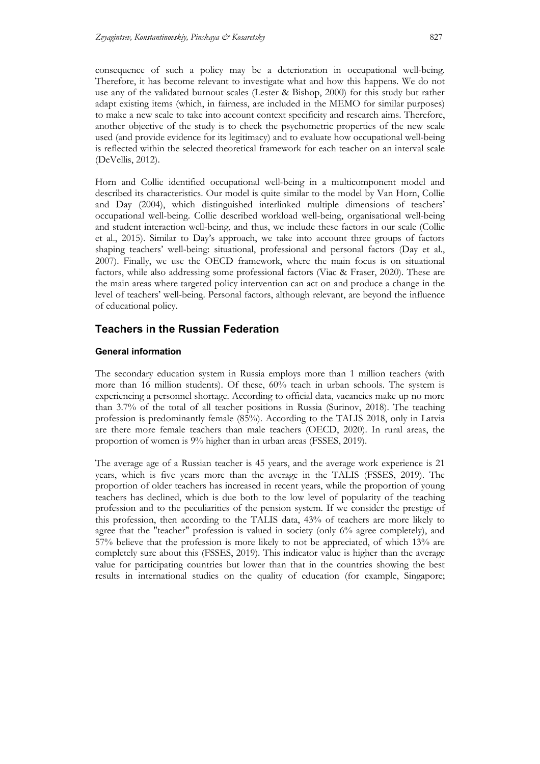consequence of such a policy may be a deterioration in occupational well-being. Therefore, it has become relevant to investigate what and how this happens. We do not use any of the validated burnout scales (Lester & Bishop, 2000) for this study but rather adapt existing items (which, in fairness, are included in the MEMO for similar purposes) to make a new scale to take into account context specificity and research aims. Therefore, another objective of the study is to check the psychometric properties of the new scale used (and provide evidence for its legitimacy) and to evaluate how occupational well-being is reflected within the selected theoretical framework for each teacher on an interval scale (DeVellis, 2012).

Horn and Collie identified occupational well-being in a multicomponent model and described its characteristics. Our model is quite similar to the model by Van Horn, Collie and Day (2004), which distinguished interlinked multiple dimensions of teachers' occupational well-being. Collie described workload well-being, organisational well-being and student interaction well-being, and thus, we include these factors in our scale (Collie et al., 2015). Similar to Day's approach, we take into account three groups of factors shaping teachers' well-being: situational, professional and personal factors (Day et al., 2007). Finally, we use the OECD framework, where the main focus is on situational factors, while also addressing some professional factors (Viac & Fraser, 2020). These are the main areas where targeted policy intervention can act on and produce a change in the level of teachers' well-being. Personal factors, although relevant, are beyond the influence of educational policy.

## Teachers in the Russian Federation

### General information

The secondary education system in Russia employs more than 1 million teachers (with more than 16 million students). Of these, 60% teach in urban schools. The system is experiencing a personnel shortage. According to official data, vacancies make up no more than 3.7% of the total of all teacher positions in Russia (Surinov, 2018). The teaching profession is predominantly female (85%). According to the TALIS 2018, only in Latvia are there more female teachers than male teachers (OECD, 2020). In rural areas, the proportion of women is 9% higher than in urban areas (FSSES, 2019).

The average age of a Russian teacher is 45 years, and the average work experience is 21 years, which is five years more than the average in the TALIS (FSSES, 2019). The proportion of older teachers has increased in recent years, while the proportion of young teachers has declined, which is due both to the low level of popularity of the teaching profession and to the peculiarities of the pension system. If we consider the prestige of this profession, then according to the TALIS data, 43% of teachers are more likely to agree that the "teacher" profession is valued in society (only 6% agree completely), and 57% believe that the profession is more likely to not be appreciated, of which 13% are completely sure about this (FSSES, 2019). This indicator value is higher than the average value for participating countries but lower than that in the countries showing the best results in international studies on the quality of education (for example, Singapore;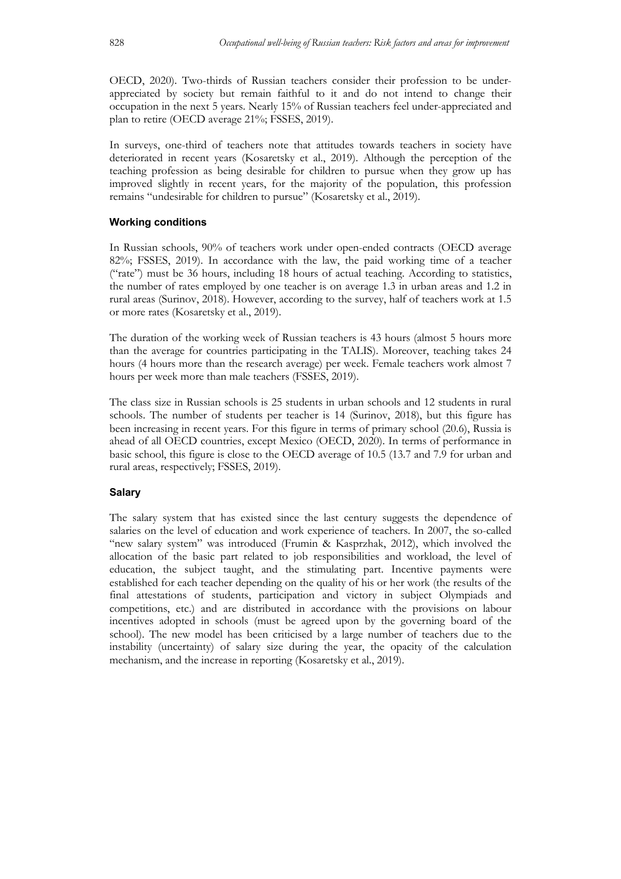OECD, 2020). Two-thirds of Russian teachers consider their profession to be under-appreciated by society but remain faithful to it and do not intend to change their occupation in the next 5 years. Nearly 15% of Russian teachers feel under-appreciated and plan to retire (OECD average 21%; FSSES, 2019).

In surveys, one-third of teachers note that attitudes towards teachers in society have deteriorated in recent years (Kosaretsky et al., 2019). Although the perception of the teaching profession as being desirable for children to pursue when they grow up has improved slightly in recent years, for the majority of the population, this profession remains "undesirable for children to pursue" (Kosaretsky et al., 2019).

### Working conditions

In Russian schools, 90% of teachers work under open-ended contracts (OECD average 82%; FSSES, 2019). In accordance with the law, the paid working time of a teacher ("rate") must be 36 hours, including 18 hours of actual teaching. According to statistics, the number of rates employed by one teacher is on average 1.3 in urban areas and 1.2 in rural areas (Surinov, 2018). However, according to the survey, half of teachers work at 1.5 or more rates (Kosaretsky et al., 2019).

The duration of the working week of Russian teachers is 43 hours (almost 5 hours more than the average for countries participating in the TALIS). Moreover, teaching takes 24 hours (4 hours more than the research average) per week. Female teachers work almost 7 hours per week more than male teachers (FSSES, 2019).

The class size in Russian schools is 25 students in urban schools and 12 students in rural schools. The number of students per teacher is 14 (Surinov, 2018), but this figure has been increasing in recent years. For this figure in terms of primary school (20.6), Russia is ahead of all OECD countries, except Mexico (OECD, 2020). In terms of performance in basic school, this figure is close to the OECD average of 10.5 (13.7 and 7.9 for urban and rural areas, respectively; FSSES, 2019).

### Salary

The salary system that has existed since the last century suggests the dependence of salaries on the level of education and work experience of teachers. In 2007, the so-called "new salary system" was introduced (Frumin & Kasprzhak, 2012), which involved the allocation of the basic part related to job responsibilities and workload, the level of education, the subject taught, and the stimulating part. Incentive payments were established for each teacher depending on the quality of his or her work (the results of the final attestations of students, participation and victory in subject Olympiads and competitions, etc.) and are distributed in accordance with the provisions on labour incentives adopted in schools (must be agreed upon by the governing board of the school). The new model has been criticised by a large number of teachers due to the instability (uncertainty) of salary size during the year, the opacity of the calculation mechanism, and the increase in reporting (Kosaretsky et al., 2019).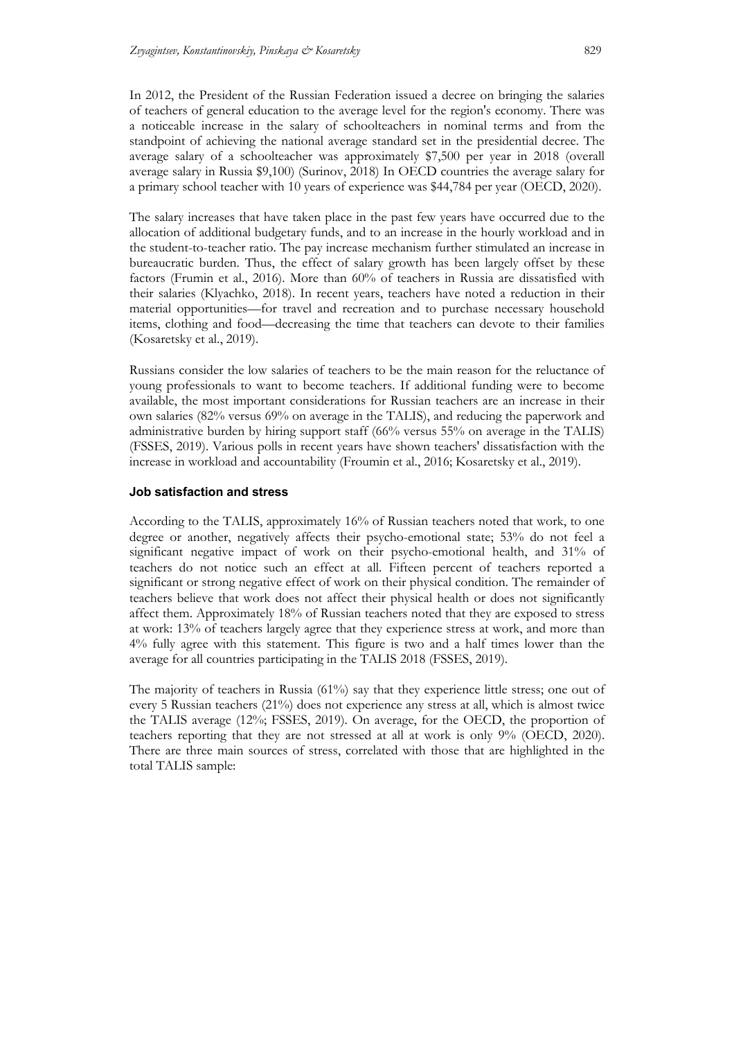In 2012, the President of the Russian Federation issued a decree on bringing the salaries of teachers of general education to the average level for the region's economy. There was a noticeable increase in the salary of schoolteachers in nominal terms and from the standpoint of achieving the national average standard set in the presidential decree. The average salary of a schoolteacher was approximately $7,500 per year in 2018 (overall average salary in Russia $9,100) (Surinov, 2018) In OECD countries the average salary for a primary school teacher with 10 years of experience was $44,784 per year (OECD, 2020).

The salary increases that have taken place in the past few years have occurred due to the allocation of additional budgetary funds, and to an increase in the hourly workload and in the student-to-teacher ratio. The pay increase mechanism further stimulated an increase in bureaucratic burden. Thus, the effect of salary growth has been largely offset by these factors (Frumin et al., 2016). More than 60% of teachers in Russia are dissatisfied with their salaries (Klyachko, 2018). In recent years, teachers have noted a reduction in their material opportunities—for travel and recreation and to purchase necessary household items, clothing and food—decreasing the time that teachers can devote to their families (Kosaretsky et al., 2019).

Russians consider the low salaries of teachers to be the main reason for the reluctance of young professionals to want to become teachers. If additional funding were to become available, the most important considerations for Russian teachers are an increase in their own salaries (82% versus 69% on average in the TALIS), and reducing the paperwork and administrative burden by hiring support staff (66% versus 55% on average in the TALIS) (FSSES, 2019). Various polls in recent years have shown teachers' dissatisfaction with the increase in workload and accountability (Froumin et al., 2016; Kosaretsky et al., 2019).

### Job satisfaction and stress

According to the TALIS, approximately 16% of Russian teachers noted that work, to one degree or another, negatively affects their psycho-emotional state; 53% do not feel a significant negative impact of work on their psycho-emotional health, and 31% of teachers do not notice such an effect at all. Fifteen percent of teachers reported a significant or strong negative effect of work on their physical condition. The remainder of teachers believe that work does not affect their physical health or does not significantly affect them. Approximately 18% of Russian teachers noted that they are exposed to stress at work: 13% of teachers largely agree that they experience stress at work, and more than 4% fully agree with this statement. This figure is two and a half times lower than the average for all countries participating in the TALIS 2018 (FSSES, 2019).

The majority of teachers in Russia (61%) say that they experience little stress; one out of every 5 Russian teachers (21%) does not experience any stress at all, which is almost twice the TALIS average (12%; FSSES, 2019). On average, for the OECD, the proportion of teachers reporting that they are not stressed at all at work is only 9% (OECD, 2020). There are three main sources of stress, correlated with those that are highlighted in the total TALIS sample: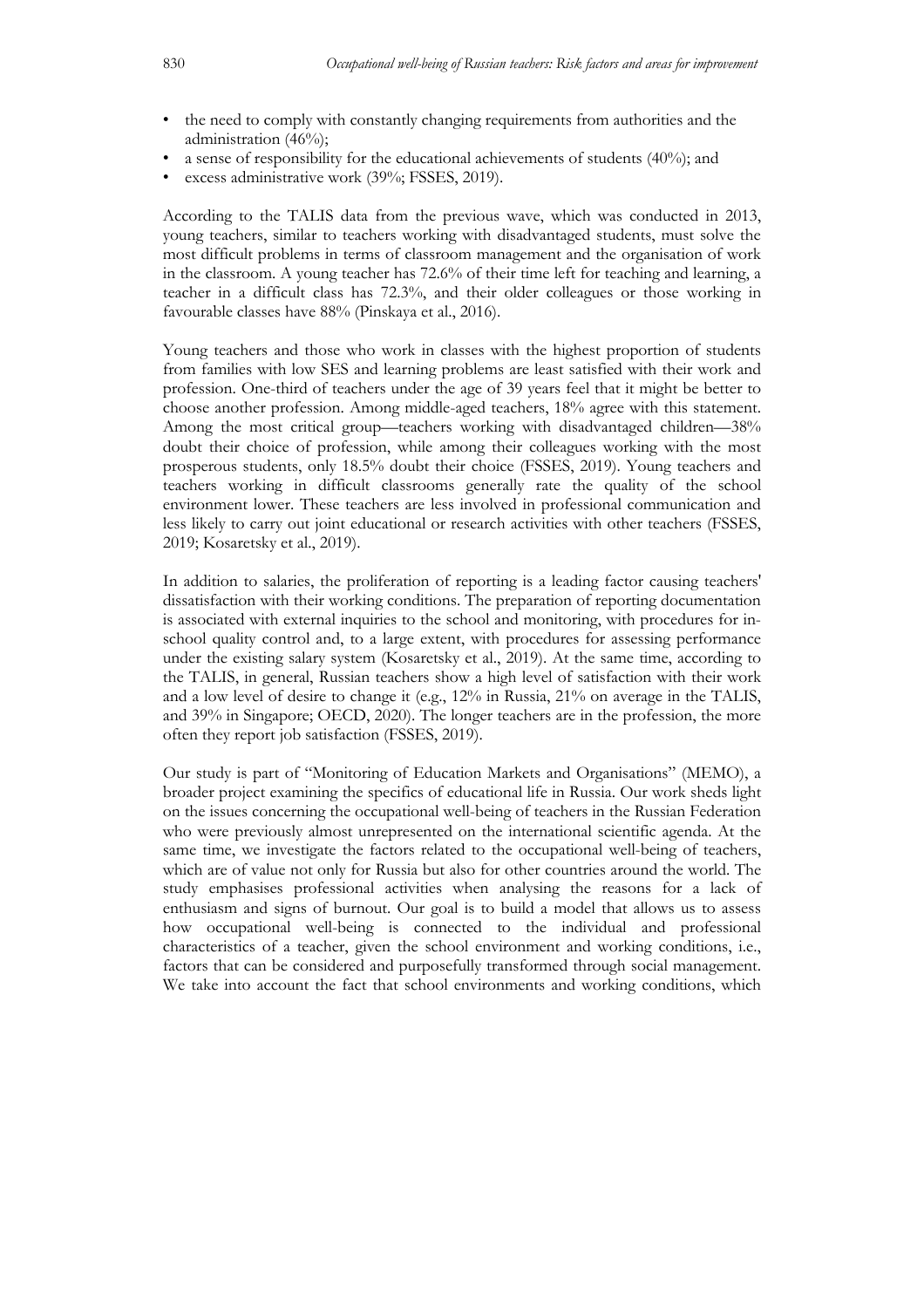- the need to comply with constantly changing requirements from authorities and the administration (46%);
- a sense of responsibility for the educational achievements of students (40%); and
- excess administrative work (39%; FSSES, 2019).

According to the TALIS data from the previous wave, which was conducted in 2013, young teachers, similar to teachers working with disadvantaged students, must solve the most difficult problems in terms of classroom management and the organisation of work in the classroom. A young teacher has 72.6% of their time left for teaching and learning, a teacher in a difficult class has 72.3%, and their older colleagues or those working in favourable classes have 88% (Pinskaya et al., 2016).

Young teachers and those who work in classes with the highest proportion of students from families with low SES and learning problems are least satisfied with their work and profession. One-third of teachers under the age of 39 years feel that it might be better to choose another profession. Among middle-aged teachers, 18% agree with this statement. Among the most critical group—teachers working with disadvantaged children—38% doubt their choice of profession, while among their colleagues working with the most prosperous students, only 18.5% doubt their choice (FSSES, 2019). Young teachers and teachers working in difficult classrooms generally rate the quality of the school environment lower. These teachers are less involved in professional communication and less likely to carry out joint educational or research activities with other teachers (FSSES, 2019; Kosaretsky et al., 2019).

In addition to salaries, the proliferation of reporting is a leading factor causing teachers' dissatisfaction with their working conditions. The preparation of reporting documentation is associated with external inquiries to the school and monitoring, with procedures for in-school quality control and, to a large extent, with procedures for assessing performance under the existing salary system (Kosaretsky et al., 2019). At the same time, according to the TALIS, in general, Russian teachers show a high level of satisfaction with their work and a low level of desire to change it (e.g., 12% in Russia, 21% on average in the TALIS, and 39% in Singapore; OECD, 2020). The longer teachers are in the profession, the more often they report job satisfaction (FSSES, 2019).

Our study is part of "Monitoring of Education Markets and Organisations" (MEMO), a broader project examining the specifics of educational life in Russia. Our work sheds light on the issues concerning the occupational well-being of teachers in the Russian Federation who were previously almost unrepresented on the international scientific agenda. At the same time, we investigate the factors related to the occupational well-being of teachers, which are of value not only for Russia but also for other countries around the world. The study emphasises professional activities when analysing the reasons for a lack of enthusiasm and signs of burnout. Our goal is to build a model that allows us to assess how occupational well-being is connected to the individual and professional characteristics of a teacher, given the school environment and working conditions, i.e., factors that can be considered and purposefully transformed through social management. We take into account the fact that school environments and working conditions, which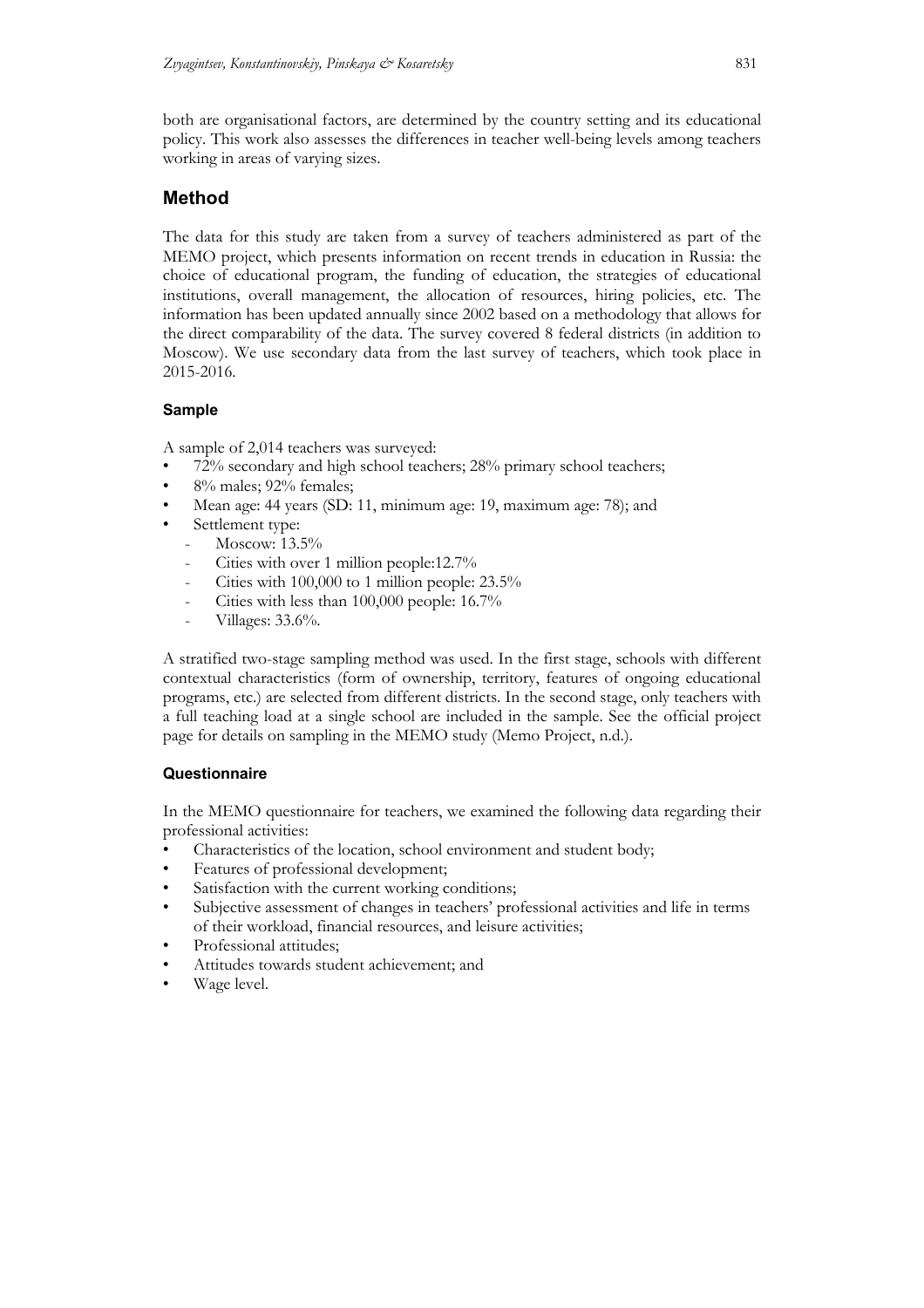both are organisational factors, are determined by the country setting and its educational policy. This work also assesses the differences in teacher well-being levels among teachers working in areas of varying sizes.

## Method

The data for this study are taken from a survey of teachers administered as part of the MEMO project, which presents information on recent trends in education in Russia: the choice of educational program, the funding of education, the strategies of educational institutions, overall management, the allocation of resources, hiring policies, etc. The information has been updated annually since 2002 based on a methodology that allows for the direct comparability of the data. The survey covered 8 federal districts (in addition to Moscow). We use secondary data from the last survey of teachers, which took place in 2015-2016.

### Sample

A sample of 2,014 teachers was surveyed:

- 72% secondary and high school teachers; 28% primary school teachers;
- 8% males; 92% females;
- Mean age: 44 years (SD: 11, minimum age: 19, maximum age: 78); and
- Settlement type:
  - Moscow: 13.5%
  - Cities with over 1 million people:12.7%
  - Cities with 100,000 to 1 million people: 23.5%
  - Cities with less than 100,000 people: 16.7%
  - Villages: 33.6%.

A stratified two-stage sampling method was used. In the first stage, schools with different contextual characteristics (form of ownership, territory, features of ongoing educational programs, etc.) are selected from different districts. In the second stage, only teachers with a full teaching load at a single school are included in the sample. See the official project page for details on sampling in the MEMO study (Memo Project, n.d.).

### Questionnaire

In the MEMO questionnaire for teachers, we examined the following data regarding their professional activities:

- Characteristics of the location, school environment and student body;
- Features of professional development;
- Satisfaction with the current working conditions;
- Subjective assessment of changes in teachers' professional activities and life in terms of their workload, financial resources, and leisure activities;
- Professional attitudes;
- Attitudes towards student achievement; and
- Wage level.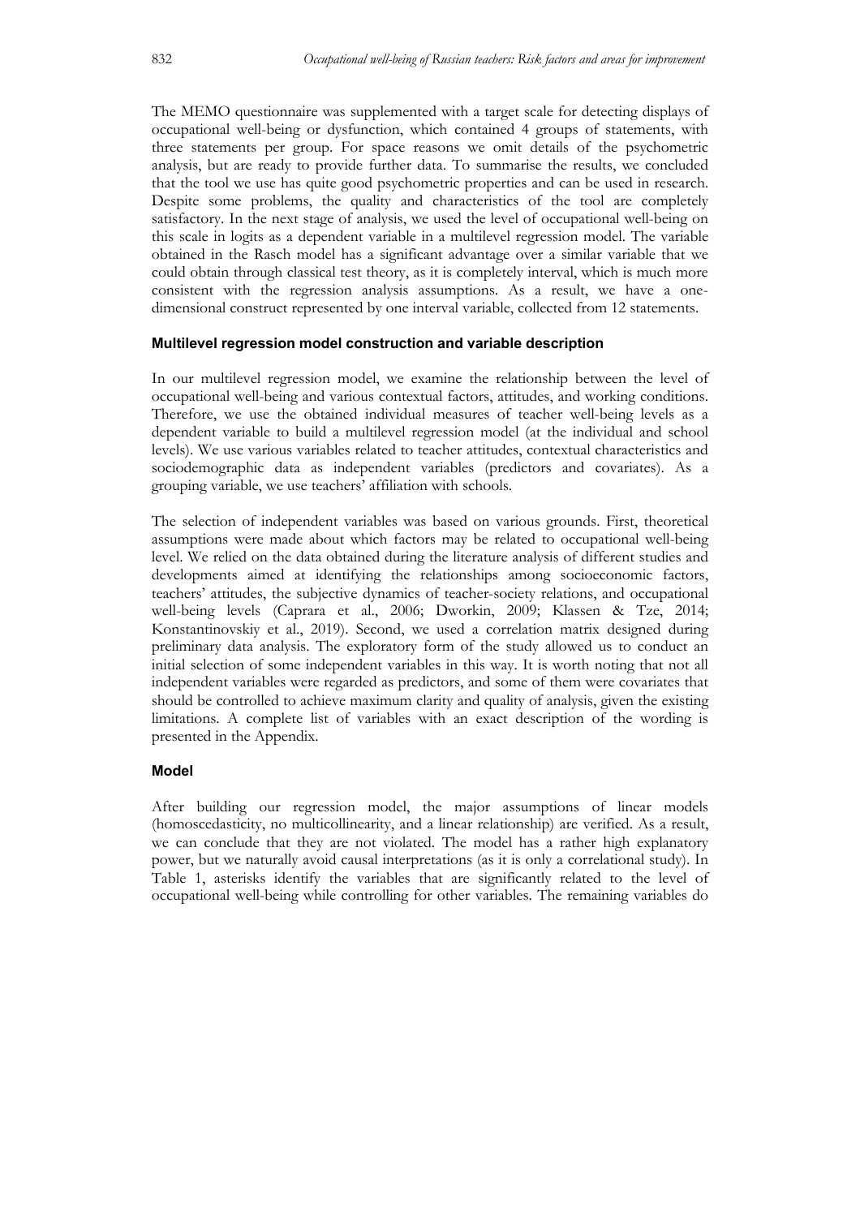The MEMO questionnaire was supplemented with a target scale for detecting displays of occupational well-being or dysfunction, which contained 4 groups of statements, with three statements per group. For space reasons we omit details of the psychometric analysis, but are ready to provide further data. To summarise the results, we concluded that the tool we use has quite good psychometric properties and can be used in research. Despite some problems, the quality and characteristics of the tool are completely satisfactory. In the next stage of analysis, we used the level of occupational well-being on this scale in logits as a dependent variable in a multilevel regression model. The variable obtained in the Rasch model has a significant advantage over a similar variable that we could obtain through classical test theory, as it is completely interval, which is much more consistent with the regression analysis assumptions. As a result, we have a one-dimensional construct represented by one interval variable, collected from 12 statements.

#### Multilevel regression model construction and variable description

In our multilevel regression model, we examine the relationship between the level of occupational well-being and various contextual factors, attitudes, and working conditions. Therefore, we use the obtained individual measures of teacher well-being levels as a dependent variable to build a multilevel regression model (at the individual and school levels). We use various variables related to teacher attitudes, contextual characteristics and sociodemographic data as independent variables (predictors and covariates). As a grouping variable, we use teachers' affiliation with schools.

The selection of independent variables was based on various grounds. First, theoretical assumptions were made about which factors may be related to occupational well-being level. We relied on the data obtained during the literature analysis of different studies and developments aimed at identifying the relationships among socioeconomic factors, teachers' attitudes, the subjective dynamics of teacher-society relations, and occupational well-being levels (Caprara et al., 2006; Dworkin, 2009; Klassen & Tze, 2014; Konstantinovskiy et al., 2019). Second, we used a correlation matrix designed during preliminary data analysis. The exploratory form of the study allowed us to conduct an initial selection of some independent variables in this way. It is worth noting that not all independent variables were regarded as predictors, and some of them were covariates that should be controlled to achieve maximum clarity and quality of analysis, given the existing limitations. A complete list of variables with an exact description of the wording is presented in the Appendix.

#### Model

After building our regression model, the major assumptions of linear models (homoscedasticity, no multicollinearity, and a linear relationship) are verified. As a result, we can conclude that they are not violated. The model has a rather high explanatory power, but we naturally avoid causal interpretations (as it is only a correlational study). In Table 1, asterisks identify the variables that are significantly related to the level of occupational well-being while controlling for other variables. The remaining variables do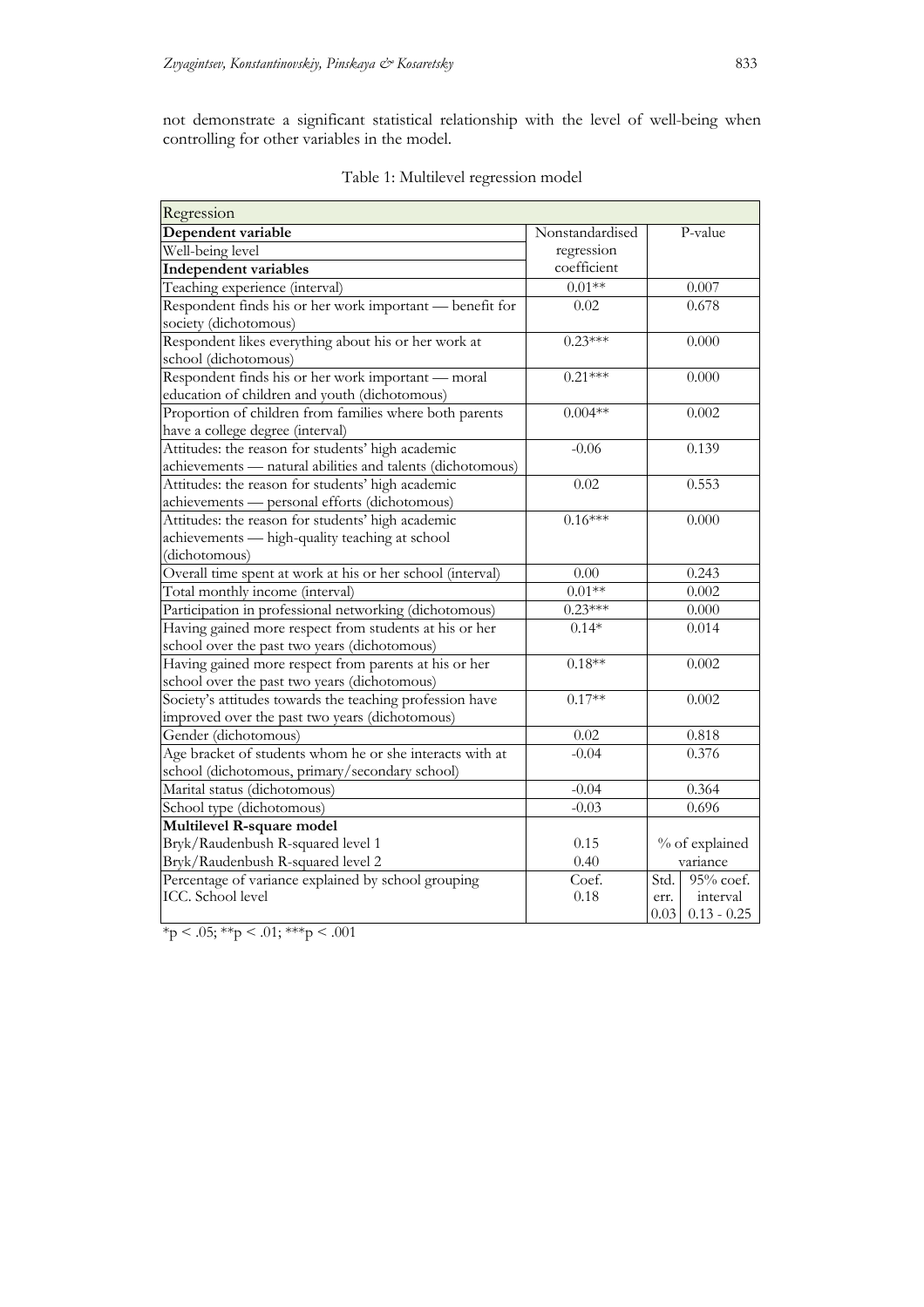not demonstrate a significant statistical relationship with the level of well-being when controlling for other variables in the model.

Table 1: Multilevel regression model

| Regression | | | |
|---|---|---|---|
| **Dependent variable** | Nonstandardised regression coefficient | P-value | |
| Well-being level | | | |
| **Independent variables** | | | |
| Teaching experience (interval) | 0.01** | 0.007 | |
| Respondent finds his or her work important — benefit for society (dichotomous) | 0.02 | 0.678 | |
| Respondent likes everything about his or her work at school (dichotomous) | 0.23*** | 0.000 | |
| Respondent finds his or her work important — moral education of children and youth (dichotomous) | 0.21*** | 0.000 | |
| Proportion of children from families where both parents have a college degree (interval) | 0.004** | 0.002 | |
| Attitudes: the reason for students' high academic achievements — natural abilities and talents (dichotomous) | -0.06 | 0.139 | |
| Attitudes: the reason for students' high academic achievements — personal efforts (dichotomous) | 0.02 | 0.553 | |
| Attitudes: the reason for students' high academic achievements — high-quality teaching at school (dichotomous) | 0.16*** | 0.000 | |
| Overall time spent at work at his or her school (interval) | 0.00 | 0.243 | |
| Total monthly income (interval) | 0.01** | 0.002 | |
| Participation in professional networking (dichotomous) | 0.23*** | 0.000 | |
| Having gained more respect from students at his or her school over the past two years (dichotomous) | 0.14* | 0.014 | |
| Having gained more respect from parents at his or her school over the past two years (dichotomous) | 0.18** | 0.002 | |
| Society's attitudes towards the teaching profession have improved over the past two years (dichotomous) | 0.17** | 0.002 | |
| Gender (dichotomous) | 0.02 | 0.818 | |
| Age bracket of students whom he or she interacts with at school (dichotomous, primary/secondary school) | -0.04 | 0.376 | |
| Marital status (dichotomous) | -0.04 | 0.364 | |
| School type (dichotomous) | -0.03 | 0.696 | |
| **Multilevel R-square model** | | | |
| Bryk/Raudenbush R-squared level 1 | 0.15 | % of explained variance | |
| Bryk/Raudenbush R-squared level 2 | 0.40 | | |
| Percentage of variance explained by school grouping | Coef. | Std. err. | 95% coef. interval |
| ICC. School level | 0.18 | 0.03 | 0.13 - 0.25 |

*$p < .05$; **$p < .01$; ***$p < .001$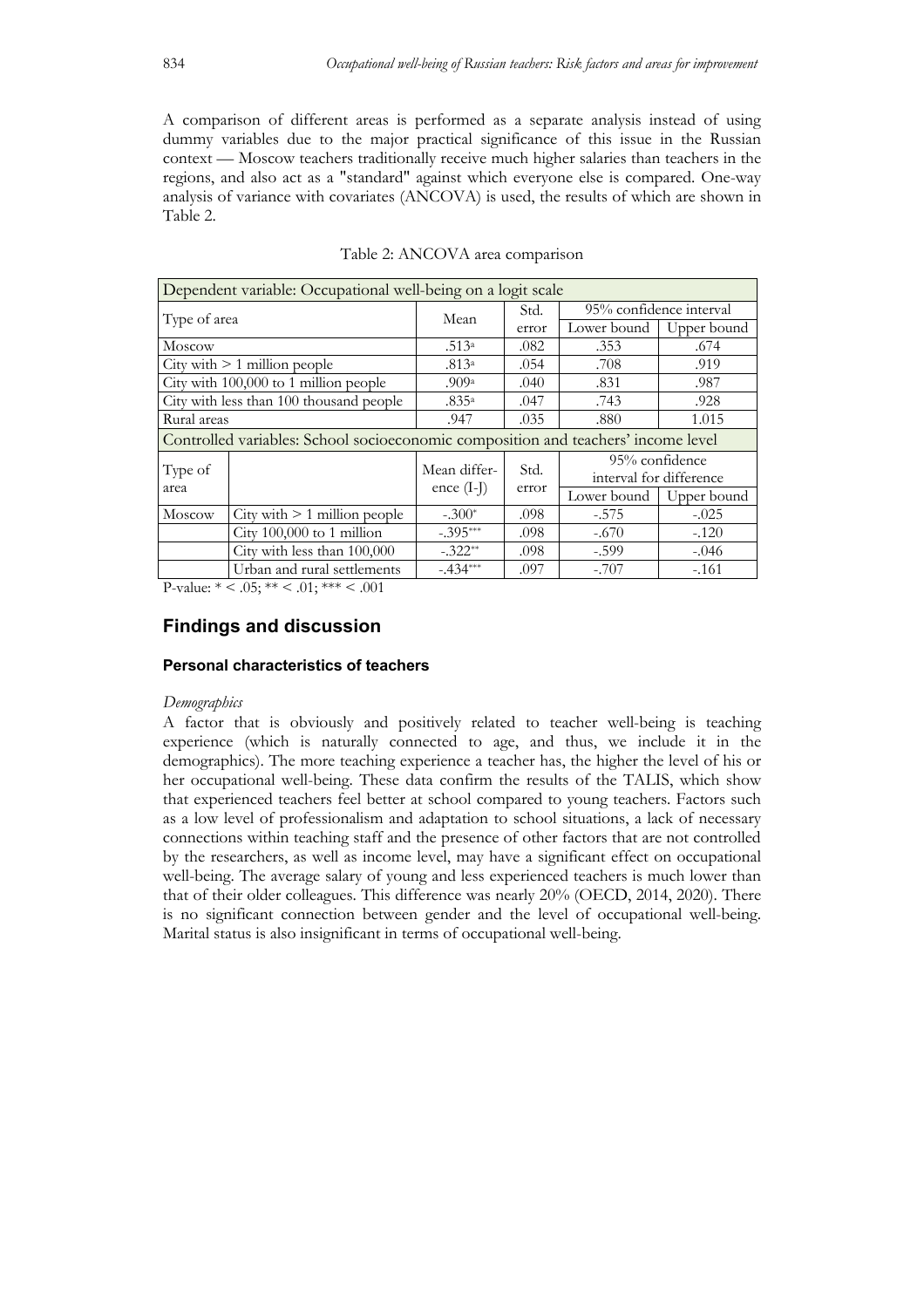A comparison of different areas is performed as a separate analysis instead of using dummy variables due to the major practical significance of this issue in the Russian context — Moscow teachers traditionally receive much higher salaries than teachers in the regions, and also act as a "standard" against which everyone else is compared. One-way analysis of variance with covariates (ANCOVA) is used, the results of which are shown in Table 2.

Table 2: ANCOVA area comparison

| Dependent variable: Occupational well-being on a logit scale | | | | | |
|---|---|---|---|---|---|
| Type of area | | Mean | Std. error | 95% confidence interval | |
| | | | | Lower bound | Upper bound |
| Moscow | | .513[a] | .082 | .353 | .674 |
| City with > 1 million people | | .813[a] | .054 | .708 | .919 |
| City with 100,000 to 1 million people | | .909[a] | .040 | .831 | .987 |
| City with less than 100 thousand people | | .835[a] | .047 | .743 | .928 |
| Rural areas | | .947 | .035 | .880 | 1.015 |
| Controlled variables: School socioeconomic composition and teachers' income level | | | | | |
| Type of area | | Mean difference (I-J) | Std. error | 95% confidence interval for difference | |
| | | | | Lower bound | Upper bound |
| Moscow | City with > 1 million people | -.300* | .098 | -.575 | -.025 |
| | City 100,000 to 1 million | -.395*** | .098 | -.670 | -.120 |
| | City with less than 100,000 | -.322** | .098 | -.599 | -.046 |
| | Urban and rural settlements | -.434*** | .097 | -.707 | -.161 |

P-value: * < .05; ** < .01; *** < .001

## Findings and discussion

### Personal characteristics of teachers

*Demographics*

A factor that is obviously and positively related to teacher well-being is teaching experience (which is naturally connected to age, and thus, we include it in the demographics). The more teaching experience a teacher has, the higher the level of his or her occupational well-being. These data confirm the results of the TALIS, which show that experienced teachers feel better at school compared to young teachers. Factors such as a low level of professionalism and adaptation to school situations, a lack of necessary connections within teaching staff and the presence of other factors that are not controlled by the researchers, as well as income level, may have a significant effect on occupational well-being. The average salary of young and less experienced teachers is much lower than that of their older colleagues. This difference was nearly 20% (OECD, 2014, 2020). There is no significant connection between gender and the level of occupational well-being. Marital status is also insignificant in terms of occupational well-being.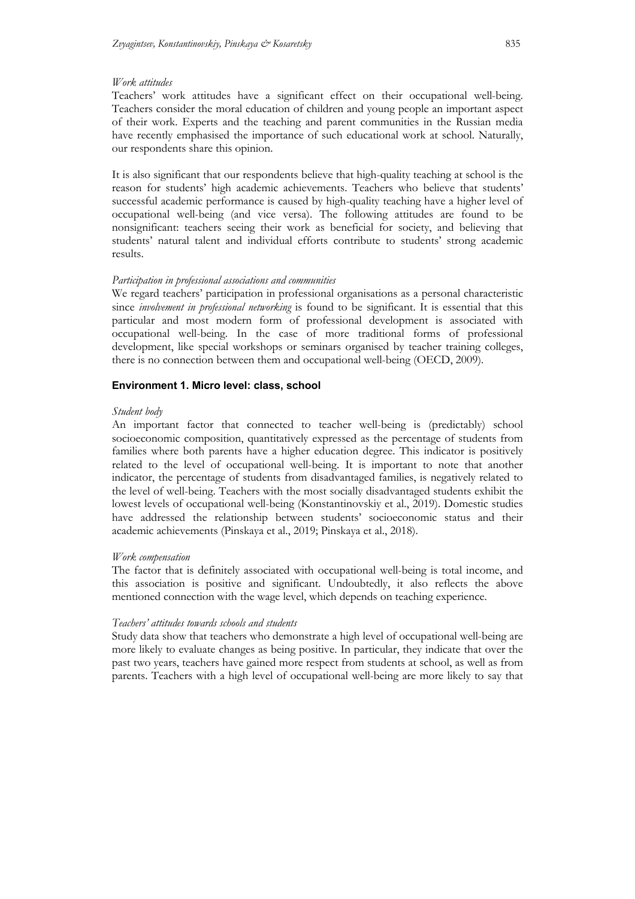*Work attitudes*

Teachers' work attitudes have a significant effect on their occupational well-being. Teachers consider the moral education of children and young people an important aspect of their work. Experts and the teaching and parent communities in the Russian media have recently emphasised the importance of such educational work at school. Naturally, our respondents share this opinion.

It is also significant that our respondents believe that high-quality teaching at school is the reason for students' high academic achievements. Teachers who believe that students' successful academic performance is caused by high-quality teaching have a higher level of occupational well-being (and vice versa). The following attitudes are found to be nonsignificant: teachers seeing their work as beneficial for society, and believing that students' natural talent and individual efforts contribute to students' strong academic results.

*Participation in professional associations and communities*

We regard teachers' participation in professional organisations as a personal characteristic since *involvement in professional networking* is found to be significant. It is essential that this particular and most modern form of professional development is associated with occupational well-being. In the case of more traditional forms of professional development, like special workshops or seminars organised by teacher training colleges, there is no connection between them and occupational well-being (OECD, 2009).

### Environment 1. Micro level: class, school

*Student body*

An important factor that connected to teacher well-being is (predictably) school socioeconomic composition, quantitatively expressed as the percentage of students from families where both parents have a higher education degree. This indicator is positively related to the level of occupational well-being. It is important to note that another indicator, the percentage of students from disadvantaged families, is negatively related to the level of well-being. Teachers with the most socially disadvantaged students exhibit the lowest levels of occupational well-being (Konstantinovskiy et al., 2019). Domestic studies have addressed the relationship between students' socioeconomic status and their academic achievements (Pinskaya et al., 2019; Pinskaya et al., 2018).

*Work compensation*

The factor that is definitely associated with occupational well-being is total income, and this association is positive and significant. Undoubtedly, it also reflects the above mentioned connection with the wage level, which depends on teaching experience.

*Teachers' attitudes towards schools and students*

Study data show that teachers who demonstrate a high level of occupational well-being are more likely to evaluate changes as being positive. In particular, they indicate that over the past two years, teachers have gained more respect from students at school, as well as from parents. Teachers with a high level of occupational well-being are more likely to say that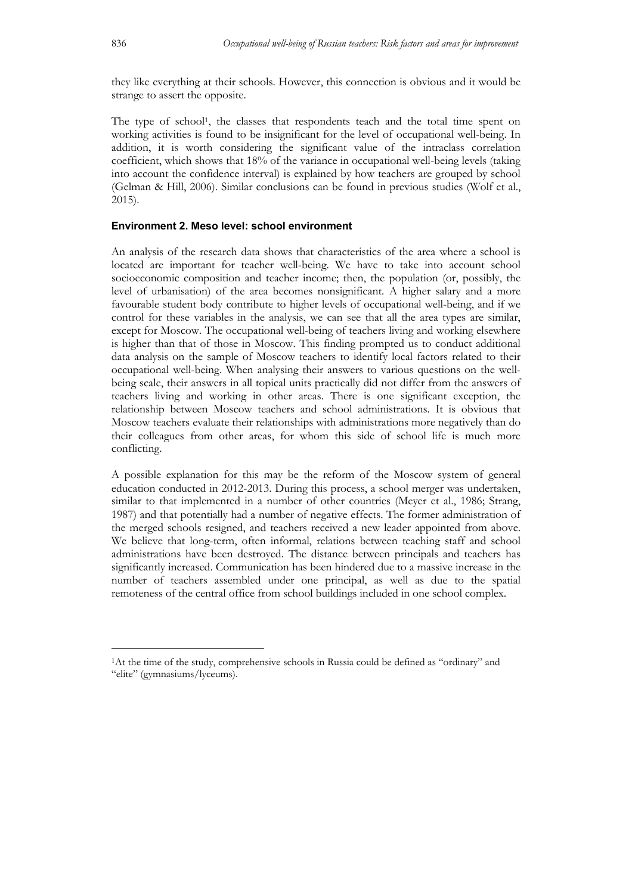they like everything at their schools. However, this connection is obvious and it would be strange to assert the opposite.

The type of school[1], the classes that respondents teach and the total time spent on working activities is found to be insignificant for the level of occupational well-being. In addition, it is worth considering the significant value of the intraclass correlation coefficient, which shows that 18% of the variance in occupational well-being levels (taking into account the confidence interval) is explained by how teachers are grouped by school (Gelman & Hill, 2006). Similar conclusions can be found in previous studies (Wolf et al., 2015).

### Environment 2. Meso level: school environment

An analysis of the research data shows that characteristics of the area where a school is located are important for teacher well-being. We have to take into account school socioeconomic composition and teacher income; then, the population (or, possibly, the level of urbanisation) of the area becomes nonsignificant. A higher salary and a more favourable student body contribute to higher levels of occupational well-being, and if we control for these variables in the analysis, we can see that all the area types are similar, except for Moscow. The occupational well-being of teachers living and working elsewhere is higher than that of those in Moscow. This finding prompted us to conduct additional data analysis on the sample of Moscow teachers to identify local factors related to their occupational well-being. When analysing their answers to various questions on the well-being scale, their answers in all topical units practically did not differ from the answers of teachers living and working in other areas. There is one significant exception, the relationship between Moscow teachers and school administrations. It is obvious that Moscow teachers evaluate their relationships with administrations more negatively than do their colleagues from other areas, for whom this side of school life is much more conflicting.

A possible explanation for this may be the reform of the Moscow system of general education conducted in 2012-2013. During this process, a school merger was undertaken, similar to that implemented in a number of other countries (Meyer et al., 1986; Strang, 1987) and that potentially had a number of negative effects. The former administration of the merged schools resigned, and teachers received a new leader appointed from above. We believe that long-term, often informal, relations between teaching staff and school administrations have been destroyed. The distance between principals and teachers has significantly increased. Communication has been hindered due to a massive increase in the number of teachers assembled under one principal, as well as due to the spatial remoteness of the central office from school buildings included in one school complex.

---

[1] At the time of the study, comprehensive schools in Russia could be defined as "ordinary" and "elite" (gymnasiums/lyceums).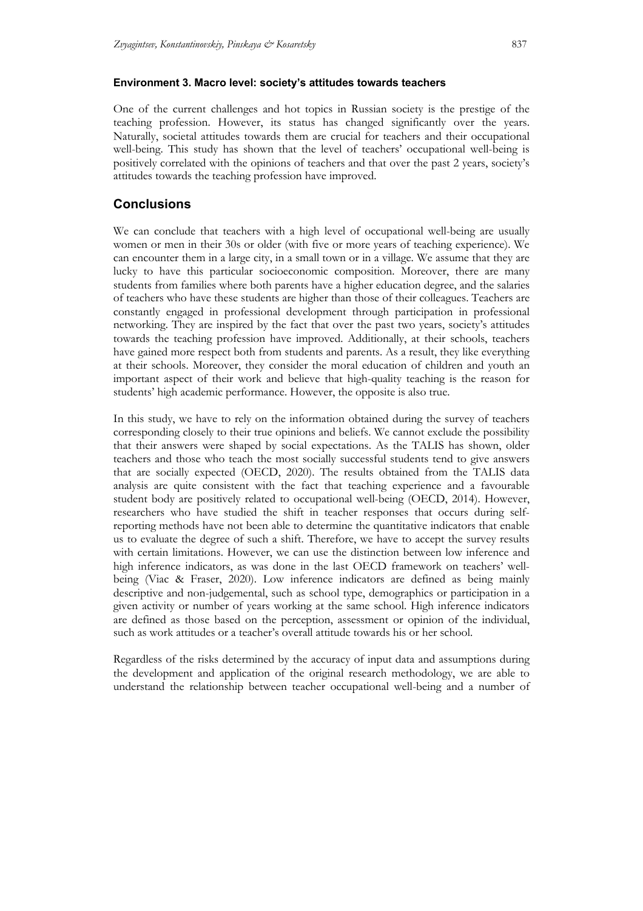#### Environment 3. Macro level: society's attitudes towards teachers

One of the current challenges and hot topics in Russian society is the prestige of the teaching profession. However, its status has changed significantly over the years. Naturally, societal attitudes towards them are crucial for teachers and their occupational well-being. This study has shown that the level of teachers' occupational well-being is positively correlated with the opinions of teachers and that over the past 2 years, society's attitudes towards the teaching profession have improved.

## Conclusions

We can conclude that teachers with a high level of occupational well-being are usually women or men in their 30s or older (with five or more years of teaching experience). We can encounter them in a large city, in a small town or in a village. We assume that they are lucky to have this particular socioeconomic composition. Moreover, there are many students from families where both parents have a higher education degree, and the salaries of teachers who have these students are higher than those of their colleagues. Teachers are constantly engaged in professional development through participation in professional networking. They are inspired by the fact that over the past two years, society's attitudes towards the teaching profession have improved. Additionally, at their schools, teachers have gained more respect both from students and parents. As a result, they like everything at their schools. Moreover, they consider the moral education of children and youth an important aspect of their work and believe that high-quality teaching is the reason for students' high academic performance. However, the opposite is also true.

In this study, we have to rely on the information obtained during the survey of teachers corresponding closely to their true opinions and beliefs. We cannot exclude the possibility that their answers were shaped by social expectations. As the TALIS has shown, older teachers and those who teach the most socially successful students tend to give answers that are socially expected (OECD, 2020). The results obtained from the TALIS data analysis are quite consistent with the fact that teaching experience and a favourable student body are positively related to occupational well-being (OECD, 2014). However, researchers who have studied the shift in teacher responses that occurs during self-reporting methods have not been able to determine the quantitative indicators that enable us to evaluate the degree of such a shift. Therefore, we have to accept the survey results with certain limitations. However, we can use the distinction between low inference and high inference indicators, as was done in the last OECD framework on teachers' well-being (Viac & Fraser, 2020). Low inference indicators are defined as being mainly descriptive and non-judgemental, such as school type, demographics or participation in a given activity or number of years working at the same school. High inference indicators are defined as those based on the perception, assessment or opinion of the individual, such as work attitudes or a teacher's overall attitude towards his or her school.

Regardless of the risks determined by the accuracy of input data and assumptions during the development and application of the original research methodology, we are able to understand the relationship between teacher occupational well-being and a number of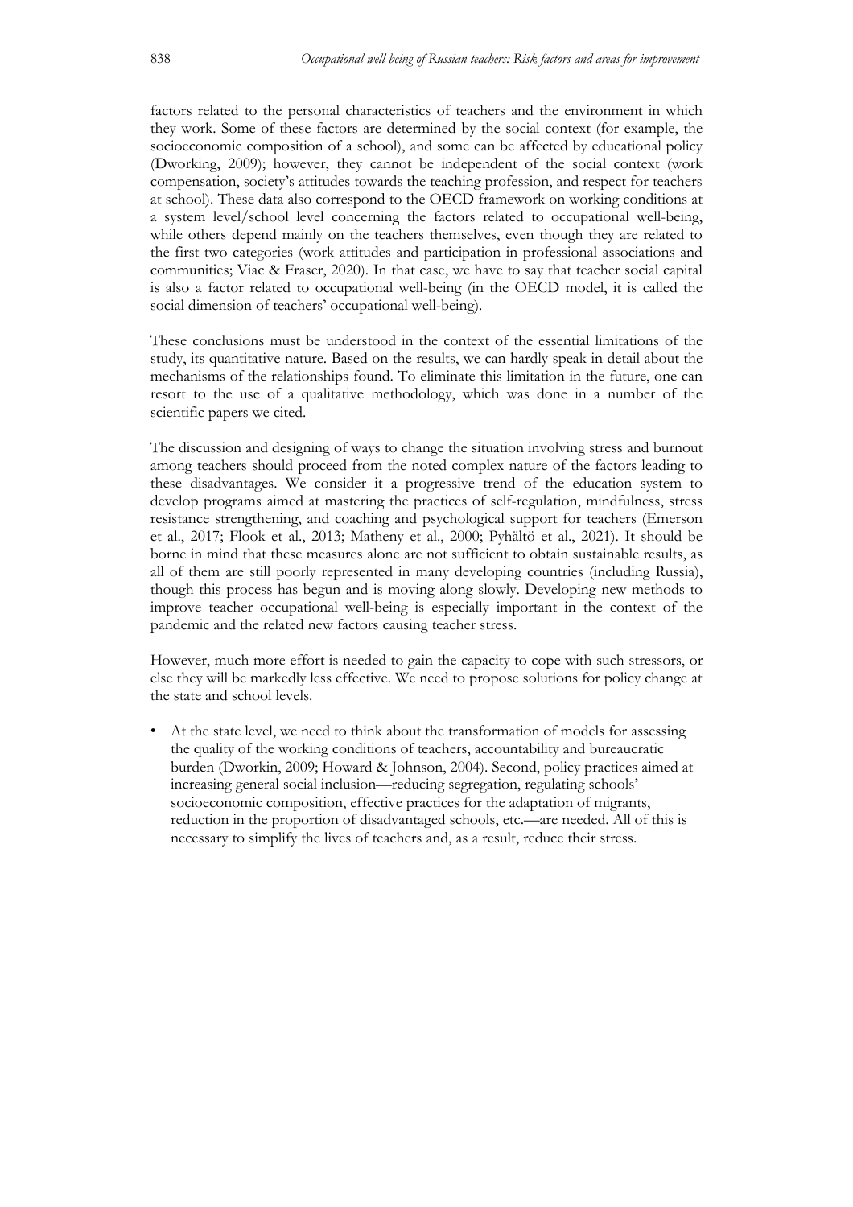factors related to the personal characteristics of teachers and the environment in which they work. Some of these factors are determined by the social context (for example, the socioeconomic composition of a school), and some can be affected by educational policy (Dworking, 2009); however, they cannot be independent of the social context (work compensation, society's attitudes towards the teaching profession, and respect for teachers at school). These data also correspond to the OECD framework on working conditions at a system level/school level concerning the factors related to occupational well-being, while others depend mainly on the teachers themselves, even though they are related to the first two categories (work attitudes and participation in professional associations and communities; Viac & Fraser, 2020). In that case, we have to say that teacher social capital is also a factor related to occupational well-being (in the OECD model, it is called the social dimension of teachers' occupational well-being).

These conclusions must be understood in the context of the essential limitations of the study, its quantitative nature. Based on the results, we can hardly speak in detail about the mechanisms of the relationships found. To eliminate this limitation in the future, one can resort to the use of a qualitative methodology, which was done in a number of the scientific papers we cited.

The discussion and designing of ways to change the situation involving stress and burnout among teachers should proceed from the noted complex nature of the factors leading to these disadvantages. We consider it a progressive trend of the education system to develop programs aimed at mastering the practices of self-regulation, mindfulness, stress resistance strengthening, and coaching and psychological support for teachers (Emerson et al., 2017; Flook et al., 2013; Matheny et al., 2000; Pyhältö et al., 2021). It should be borne in mind that these measures alone are not sufficient to obtain sustainable results, as all of them are still poorly represented in many developing countries (including Russia), though this process has begun and is moving along slowly. Developing new methods to improve teacher occupational well-being is especially important in the context of the pandemic and the related new factors causing teacher stress.

However, much more effort is needed to gain the capacity to cope with such stressors, or else they will be markedly less effective. We need to propose solutions for policy change at the state and school levels.

- At the state level, we need to think about the transformation of models for assessing the quality of the working conditions of teachers, accountability and bureaucratic burden (Dworkin, 2009; Howard & Johnson, 2004). Second, policy practices aimed at increasing general social inclusion—reducing segregation, regulating schools' socioeconomic composition, effective practices for the adaptation of migrants, reduction in the proportion of disadvantaged schools, etc.—are needed. All of this is necessary to simplify the lives of teachers and, as a result, reduce their stress.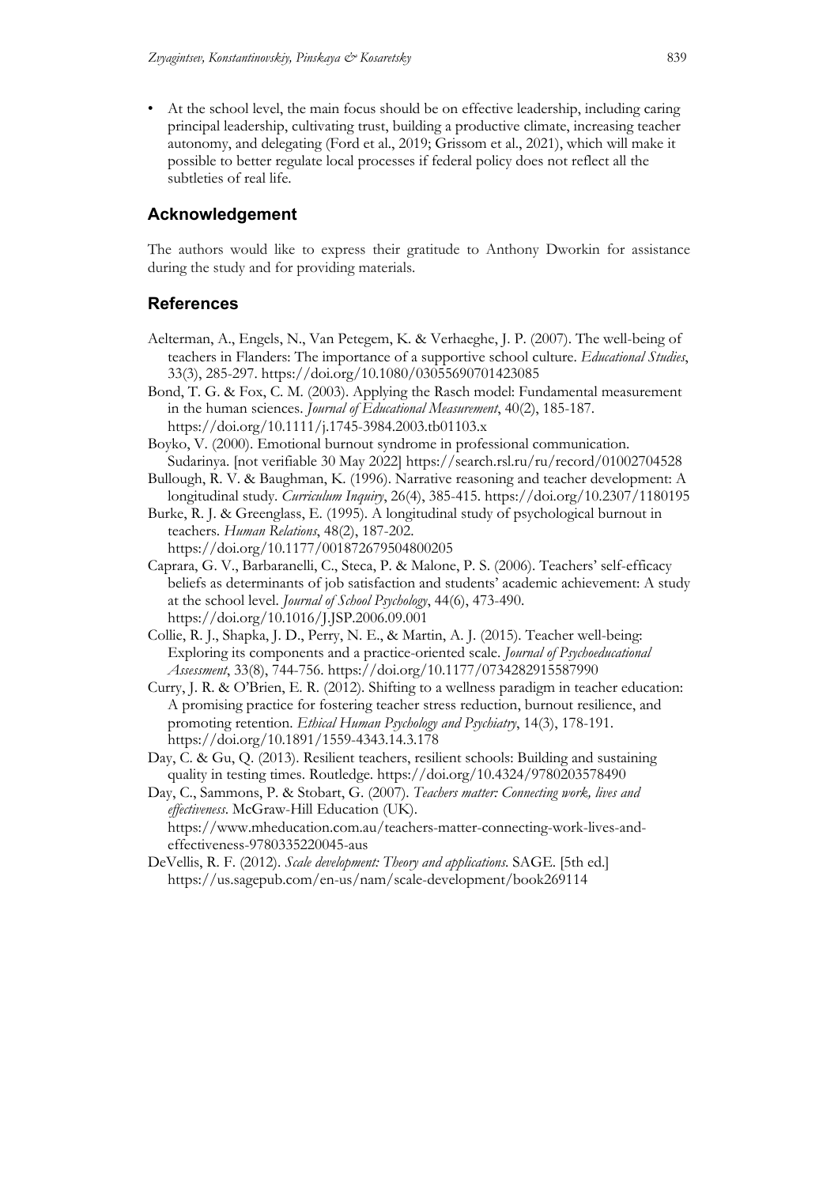- At the school level, the main focus should be on effective leadership, including caring principal leadership, cultivating trust, building a productive climate, increasing teacher autonomy, and delegating (Ford et al., 2019; Grissom et al., 2021), which will make it possible to better regulate local processes if federal policy does not reflect all the subtleties of real life.

## Acknowledgement

The authors would like to express their gratitude to Anthony Dworkin for assistance during the study and for providing materials.

## References

Aelterman, A., Engels, N., Van Petegem, K. & Verhaeghe, J. P. (2007). The well-being of teachers in Flanders: The importance of a supportive school culture. *Educational Studies*, 33(3), 285-297. https://doi.org/10.1080/03055690701423085

Bond, T. G. & Fox, C. M. (2003). Applying the Rasch model: Fundamental measurement in the human sciences. *Journal of Educational Measurement*, 40(2), 185-187. https://doi.org/10.1111/j.1745-3984.2003.tb01103.x

Boyko, V. (2000). Emotional burnout syndrome in professional communication. Sudarinya. [not verifiable 30 May 2022] https://search.rsl.ru/ru/record/01002704528

Bullough, R. V. & Baughman, K. (1996). Narrative reasoning and teacher development: A longitudinal study. *Curriculum Inquiry*, 26(4), 385-415. https://doi.org/10.2307/1180195

Burke, R. J. & Greenglass, E. (1995). A longitudinal study of psychological burnout in teachers. *Human Relations*, 48(2), 187-202. https://doi.org/10.1177/001872679504800205

Caprara, G. V., Barbaranelli, C., Steca, P. & Malone, P. S. (2006). Teachers' self-efficacy beliefs as determinants of job satisfaction and students' academic achievement: A study at the school level. *Journal of School Psychology*, 44(6), 473-490. https://doi.org/10.1016/J.JSP.2006.09.001

Collie, R. J., Shapka, J. D., Perry, N. E., & Martin, A. J. (2015). Teacher well-being: Exploring its components and a practice-oriented scale. *Journal of Psychoeducational Assessment*, 33(8), 744-756. https://doi.org/10.1177/0734282915587990

Curry, J. R. & O'Brien, E. R. (2012). Shifting to a wellness paradigm in teacher education: A promising practice for fostering teacher stress reduction, burnout resilience, and promoting retention. *Ethical Human Psychology and Psychiatry*, 14(3), 178-191. https://doi.org/10.1891/1559-4343.14.3.178

Day, C. & Gu, Q. (2013). Resilient teachers, resilient schools: Building and sustaining quality in testing times. Routledge. https://doi.org/10.4324/9780203578490

Day, C., Sammons, P. & Stobart, G. (2007). *Teachers matter: Connecting work, lives and effectiveness*. McGraw-Hill Education (UK). https://www.mheducation.com.au/teachers-matter-connecting-work-lives-and-effectiveness-9780335220045-aus

DeVellis, R. F. (2012). *Scale development: Theory and applications*. SAGE. [5th ed.] https://us.sagepub.com/en-us/nam/scale-development/book269114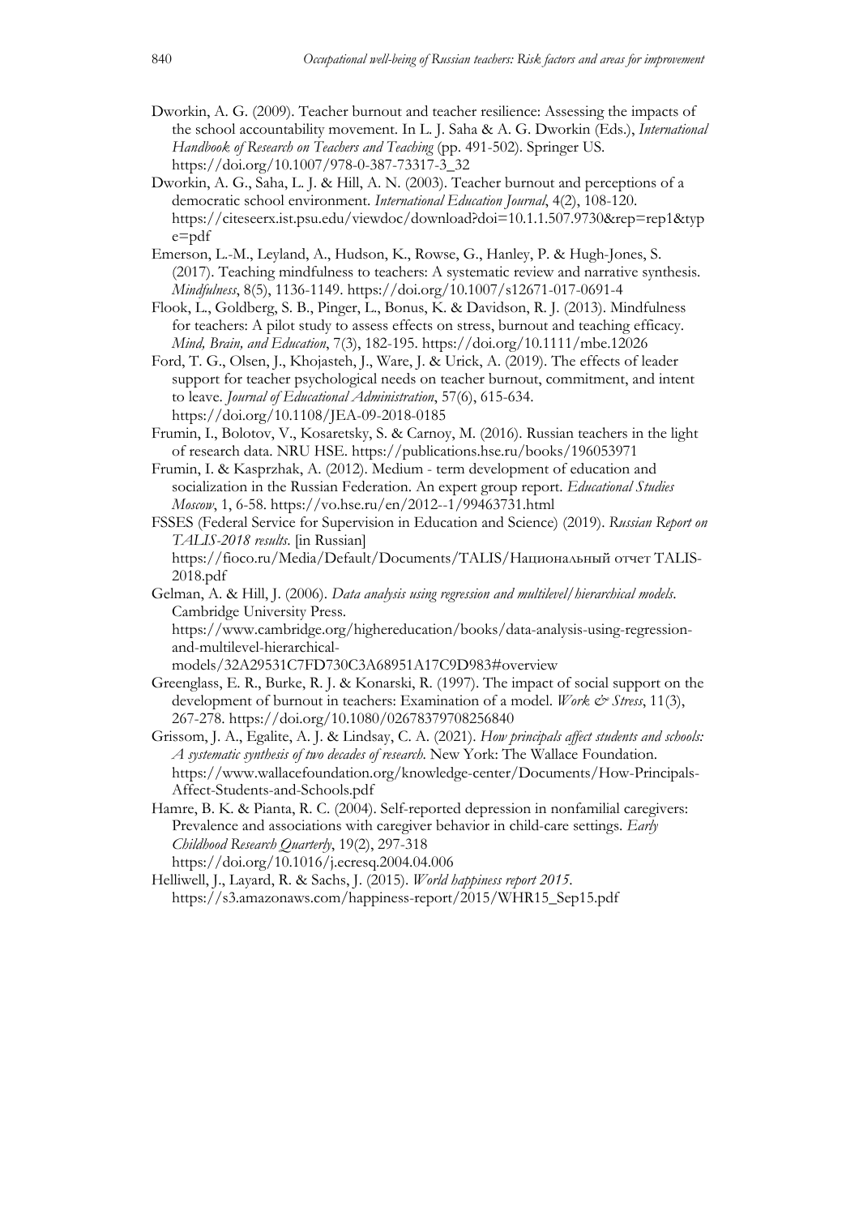Dworkin, A. G. (2009). Teacher burnout and teacher resilience: Assessing the impacts of the school accountability movement. In L. J. Saha & A. G. Dworkin (Eds.), *International Handbook of Research on Teachers and Teaching* (pp. 491-502). Springer US. https://doi.org/10.1007/978-0-387-73317-3_32

Dworkin, A. G., Saha, L. J. & Hill, A. N. (2003). Teacher burnout and perceptions of a democratic school environment. *International Education Journal*, 4(2), 108-120. https://citeseerx.ist.psu.edu/viewdoc/download?doi=10.1.1.507.9730&rep=rep1&type=pdf

Emerson, L.-M., Leyland, A., Hudson, K., Rowse, G., Hanley, P. & Hugh-Jones, S. (2017). Teaching mindfulness to teachers: A systematic review and narrative synthesis. *Mindfulness*, 8(5), 1136-1149. https://doi.org/10.1007/s12671-017-0691-4

Flook, L., Goldberg, S. B., Pinger, L., Bonus, K. & Davidson, R. J. (2013). Mindfulness for teachers: A pilot study to assess effects on stress, burnout and teaching efficacy. *Mind, Brain, and Education*, 7(3), 182-195. https://doi.org/10.1111/mbe.12026

Ford, T. G., Olsen, J., Khojasteh, J., Ware, J. & Urick, A. (2019). The effects of leader support for teacher psychological needs on teacher burnout, commitment, and intent to leave. *Journal of Educational Administration*, 57(6), 615-634. https://doi.org/10.1108/JEA-09-2018-0185

Frumin, I., Bolotov, V., Kosaretsky, S. & Carnoy, M. (2016). Russian teachers in the light of research data. NRU HSE. https://publications.hse.ru/books/196053971

Frumin, I. & Kasprzhak, A. (2012). Medium - term development of education and socialization in the Russian Federation. An expert group report. *Educational Studies Moscow*, 1, 6-58. https://vo.hse.ru/en/2012--1/99463731.html

FSSES (Federal Service for Supervision in Education and Science) (2019). *Russian Report on TALIS-2018 results*. [in Russian] https://fioco.ru/Media/Default/Documents/TALIS/Национальный отчет TALIS-2018.pdf

Gelman, A. & Hill, J. (2006). *Data analysis using regression and multilevel/hierarchical models*. Cambridge University Press. https://www.cambridge.org/highereducation/books/data-analysis-using-regression-and-multilevel-hierarchical-models/32A29531C7FD730C3A68951A17C9D983#overview

Greenglass, E. R., Burke, R. J. & Konarski, R. (1997). The impact of social support on the development of burnout in teachers: Examination of a model. *Work & Stress*, 11(3), 267-278. https://doi.org/10.1080/02678379708256840

Grissom, J. A., Egalite, A. J. & Lindsay, C. A. (2021). *How principals affect students and schools: A systematic synthesis of two decades of research*. New York: The Wallace Foundation. https://www.wallacefoundation.org/knowledge-center/Documents/How-Principals-Affect-Students-and-Schools.pdf

Hamre, B. K. & Pianta, R. C. (2004). Self-reported depression in nonfamilial caregivers: Prevalence and associations with caregiver behavior in child-care settings. *Early Childhood Research Quarterly*, 19(2), 297-318 https://doi.org/10.1016/j.ecresq.2004.04.006

Helliwell, J., Layard, R. & Sachs, J. (2015). *World happiness report 2015*. https://s3.amazonaws.com/happiness-report/2015/WHR15_Sep15.pdf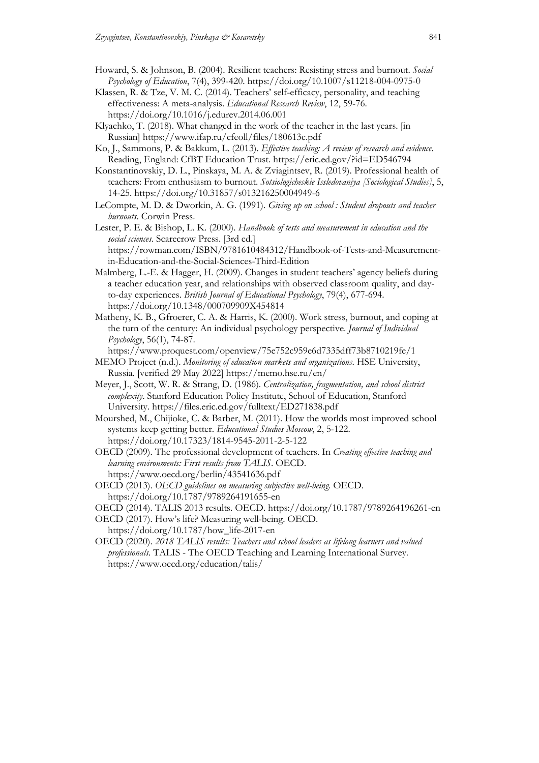Howard, S. & Johnson, B. (2004). Resilient teachers: Resisting stress and burnout. *Social Psychology of Education*, 7(4), 399-420. https://doi.org/10.1007/s11218-004-0975-0

Klassen, R. & Tze, V. M. C. (2014). Teachers' self-efficacy, personality, and teaching effectiveness: A meta-analysis. *Educational Research Review*, 12, 59-76. https://doi.org/10.1016/j.edurev.2014.06.001

Klyachko, T. (2018). What changed in the work of the teacher in the last years. [in Russian] https://www.ifap.ru/cfeoll/files/180613c.pdf

Ko, J., Sammons, P. & Bakkum, L. (2013). *Effective teaching: A review of research and evidence*. Reading, England: CfBT Education Trust. https://eric.ed.gov/?id=ED546794

Konstantinovskiy, D. L., Pinskaya, M. A. & Zviagintsev, R. (2019). Professional health of teachers: From enthusiasm to burnout. *Sotsiologicheskie Issledovaniya [Sociological Studies]*, 5, 14-25. https://doi.org/10.31857/s013216250004949-6

LeCompte, M. D. & Dworkin, A. G. (1991). *Giving up on school: Student dropouts and teacher burnouts*. Corwin Press.

Lester, P. E. & Bishop, L. K. (2000). *Handbook of tests and measurement in education and the social sciences*. Scarecrow Press. [3rd ed.] https://rowman.com/ISBN/9781610484312/Handbook-of-Tests-and-Measurement-in-Education-and-the-Social-Sciences-Third-Edition

Malmberg, L.-E. & Hagger, H. (2009). Changes in student teachers' agency beliefs during a teacher education year, and relationships with observed classroom quality, and day-to-day experiences. *British Journal of Educational Psychology*, 79(4), 677-694. https://doi.org/10.1348/000709909X454814

Matheny, K. B., Gfroerer, C. A. & Harris, K. (2000). Work stress, burnout, and coping at the turn of the century: An individual psychology perspective. *Journal of Individual Psychology*, 56(1), 74-87. https://www.proquest.com/openview/75e752c959e6d7335dff73b8710219fe/1

MEMO Project (n.d.). *Monitoring of education markets and organizations*. HSE University, Russia. [verified 29 May 2022] https://memo.hse.ru/en/

Meyer, J., Scott, W. R. & Strang, D. (1986). *Centralization, fragmentation, and school district complexity*. Stanford Education Policy Institute, School of Education, Stanford University. https://files.eric.ed.gov/fulltext/ED271838.pdf

Mourshed, M., Chijioke, C. & Barber, M. (2011). How the worlds most improved school systems keep getting better. *Educational Studies Moscow*, 2, 5-122. https://doi.org/10.17323/1814-9545-2011-2-5-122

OECD (2009). The professional development of teachers. In *Creating effective teaching and learning environments: First results from TALIS*. OECD. https://www.oecd.org/berlin/43541636.pdf

OECD (2013). *OECD guidelines on measuring subjective well-being*. OECD. https://doi.org/10.1787/9789264191655-en

OECD (2014). TALIS 2013 results. OECD. https://doi.org/10.1787/9789264196261-en

OECD (2017). How's life? Measuring well-being. OECD. https://doi.org/10.1787/how_life-2017-en

OECD (2020). *2018 TALIS results: Teachers and school leaders as lifelong learners and valued professionals*. TALIS - The OECD Teaching and Learning International Survey. https://www.oecd.org/education/talis/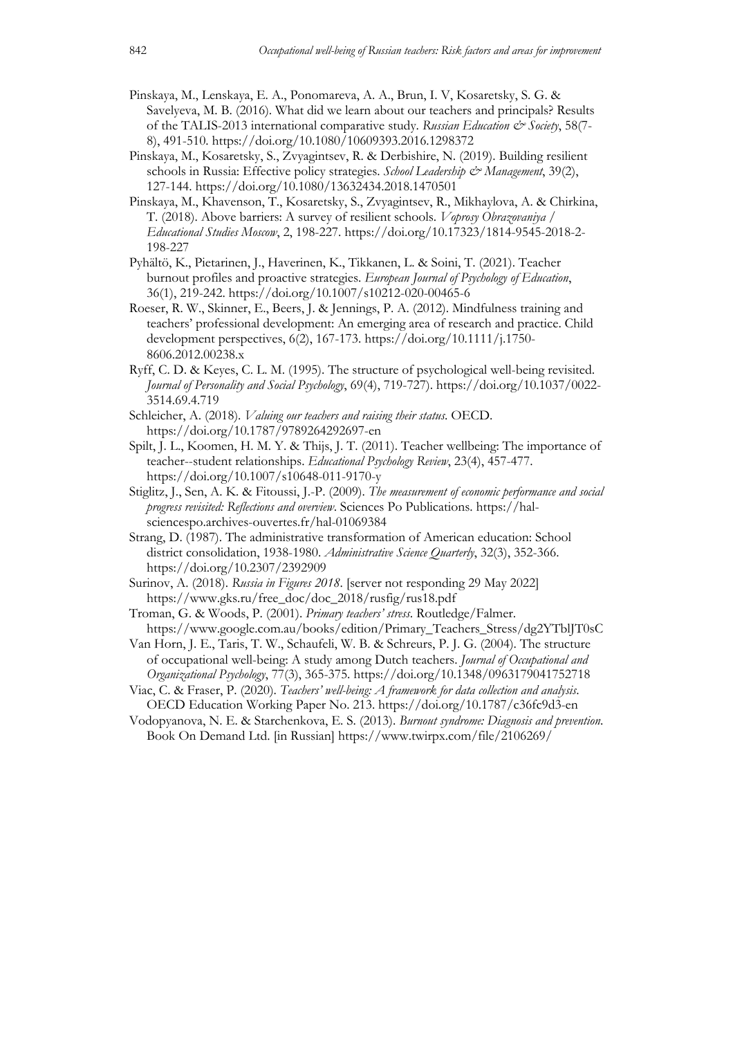Pinskaya, M., Lenskaya, E. A., Ponomareva, A. A., Brun, I. V, Kosaretsky, S. G. & Savelyeva, M. B. (2016). What did we learn about our teachers and principals? Results of the TALIS-2013 international comparative study. *Russian Education & Society*, 58(7-8), 491-510. https://doi.org/10.1080/10609393.2016.1298372

Pinskaya, M., Kosaretsky, S., Zvyagintsev, R. & Derbishire, N. (2019). Building resilient schools in Russia: Effective policy strategies. *School Leadership & Management*, 39(2), 127-144. https://doi.org/10.1080/13632434.2018.1470501

Pinskaya, M., Khavenson, T., Kosaretsky, S., Zvyagintsev, R., Mikhaylova, A. & Chirkina, T. (2018). Above barriers: A survey of resilient schools. *Voprosy Obrazovaniya / Educational Studies Moscow*, 2, 198-227. https://doi.org/10.17323/1814-9545-2018-2-198-227

Pyhältö, K., Pietarinen, J., Haverinen, K., Tikkanen, L. & Soini, T. (2021). Teacher burnout profiles and proactive strategies. *European Journal of Psychology of Education*, 36(1), 219-242. https://doi.org/10.1007/s10212-020-00465-6

Roeser, R. W., Skinner, E., Beers, J. & Jennings, P. A. (2012). Mindfulness training and teachers' professional development: An emerging area of research and practice. Child development perspectives, 6(2), 167-173. https://doi.org/10.1111/j.1750-8606.2012.00238.x

Ryff, C. D. & Keyes, C. L. M. (1995). The structure of psychological well-being revisited. *Journal of Personality and Social Psychology*, 69(4), 719-727). https://doi.org/10.1037/0022-3514.69.4.719

Schleicher, A. (2018). *Valuing our teachers and raising their status*. OECD. https://doi.org/10.1787/9789264292697-en

Spilt, J. L., Koomen, H. M. Y. & Thijs, J. T. (2011). Teacher wellbeing: The importance of teacher--student relationships. *Educational Psychology Review*, 23(4), 457-477. https://doi.org/10.1007/s10648-011-9170-y

Stiglitz, J., Sen, A. K. & Fitoussi, J.-P. (2009). *The measurement of economic performance and social progress revisited: Reflections and overview*. Sciences Po Publications. https://hal-sciencespo.archives-ouvertes.fr/hal-01069384

Strang, D. (1987). The administrative transformation of American education: School district consolidation, 1938-1980. *Administrative Science Quarterly*, 32(3), 352-366. https://doi.org/10.2307/2392909

Surinov, A. (2018). *Russia in Figures 2018*. [server not responding 29 May 2022] https://www.gks.ru/free_doc/doc_2018/rusfig/rus18.pdf

Troman, G. & Woods, P. (2001). *Primary teachers' stress*. Routledge/Falmer. https://www.google.com.au/books/edition/Primary_Teachers_Stress/dg2YTblJT0sC

Van Horn, J. E., Taris, T. W., Schaufeli, W. B. & Schreurs, P. J. G. (2004). The structure of occupational well-being: A study among Dutch teachers. *Journal of Occupational and Organizational Psychology*, 77(3), 365-375. https://doi.org/10.1348/0963179041752718

Viac, C. & Fraser, P. (2020). *Teachers' well-being: A framework for data collection and analysis*. OECD Education Working Paper No. 213. https://doi.org/10.1787/c36fc9d3-en

Vodopyanova, N. E. & Starchenkova, E. S. (2013). *Burnout syndrome: Diagnosis and prevention*. Book On Demand Ltd. [in Russian] https://www.twirpx.com/file/2106269/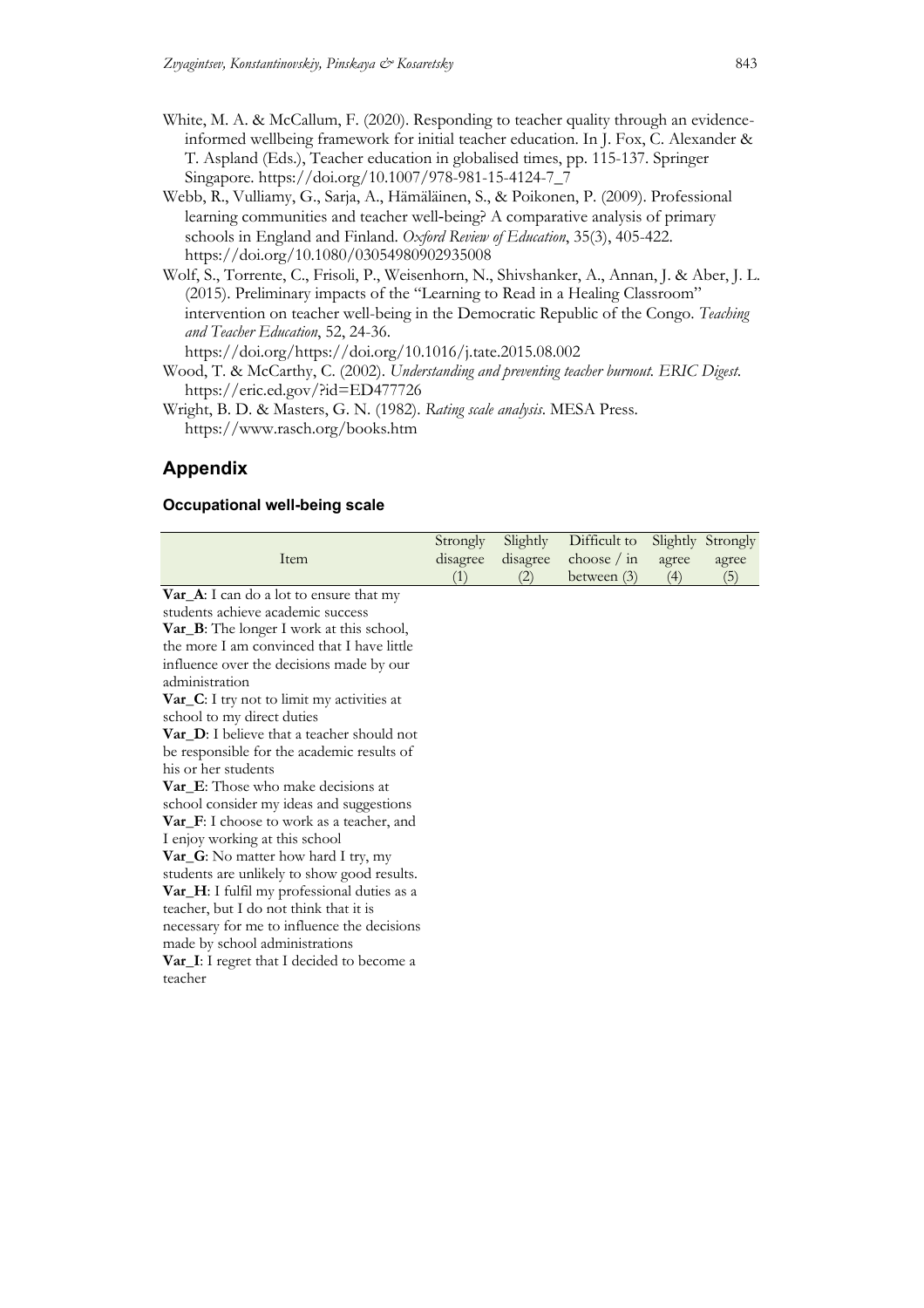White, M. A. & McCallum, F. (2020). Responding to teacher quality through an evidence-informed wellbeing framework for initial teacher education. In J. Fox, C. Alexander & T. Aspland (Eds.), Teacher education in globalised times, pp. 115-137. Springer Singapore. https://doi.org/10.1007/978-981-15-4124-7_7

Webb, R., Vulliamy, G., Sarja, A., Hämäläinen, S., & Poikonen, P. (2009). Professional learning communities and teacher well-being? A comparative analysis of primary schools in England and Finland. *Oxford Review of Education*, 35(3), 405-422. https://doi.org/10.1080/03054980902935008

Wolf, S., Torrente, C., Frisoli, P., Weisenhorn, N., Shivshanker, A., Annan, J. & Aber, J. L. (2015). Preliminary impacts of the "Learning to Read in a Healing Classroom" intervention on teacher well-being in the Democratic Republic of the Congo. *Teaching and Teacher Education*, 52, 24-36. https://doi.org/https://doi.org/10.1016/j.tate.2015.08.002

Wood, T. & McCarthy, C. (2002). *Understanding and preventing teacher burnout. ERIC Digest.* https://eric.ed.gov/?id=ED477726

Wright, B. D. & Masters, G. N. (1982). *Rating scale analysis*. MESA Press. https://www.rasch.org/books.htm

## Appendix

### Occupational well-being scale

| Item | Strongly disagree (1) | Slightly disagree (2) | Difficult to choose / in between (3) | Slightly agree (4) | Strongly agree (5) |
|---|---|---|---|---|---|
| **Var_A**: I can do a lot to ensure that my students achieve academic success | | | | | |
| **Var_B**: The longer I work at this school, the more I am convinced that I have little influence over the decisions made by our administration | | | | | |
| **Var_C**: I try not to limit my activities at school to my direct duties | | | | | |
| **Var_D**: I believe that a teacher should not be responsible for the academic results of his or her students | | | | | |
| **Var_E**: Those who make decisions at school consider my ideas and suggestions | | | | | |
| **Var_F**: I choose to work as a teacher, and I enjoy working at this school | | | | | |
| **Var_G**: No matter how hard I try, my students are unlikely to show good results. | | | | | |
| **Var_H**: I fulfil my professional duties as a teacher, but I do not think that it is necessary for me to influence the decisions made by school administrations | | | | | |
| **Var_I**: I regret that I decided to become a teacher | | | | | |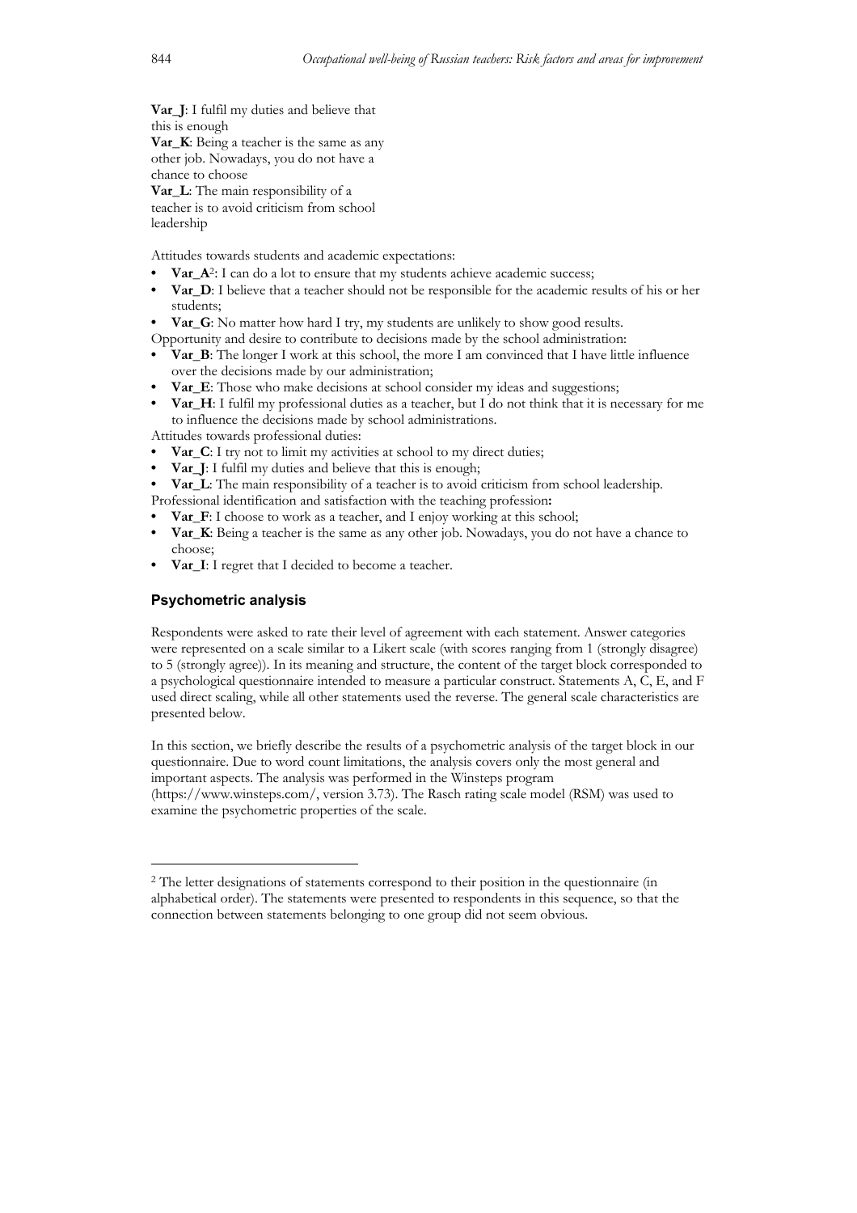**Var_J**: I fulfil my duties and believe that this is enough
**Var_K**: Being a teacher is the same as any other job. Nowadays, you do not have a chance to choose
**Var_L**: The main responsibility of a teacher is to avoid criticism from school leadership

Attitudes towards students and academic expectations:

- **Var_A**[2]: I can do a lot to ensure that my students achieve academic success;
- **Var_D**: I believe that a teacher should not be responsible for the academic results of his or her students;
- **Var_G**: No matter how hard I try, my students are unlikely to show good results.

Opportunity and desire to contribute to decisions made by the school administration:

- **Var_B**: The longer I work at this school, the more I am convinced that I have little influence over the decisions made by our administration;
- **Var_E**: Those who make decisions at school consider my ideas and suggestions;
- **Var_H**: I fulfil my professional duties as a teacher, but I do not think that it is necessary for me to influence the decisions made by school administrations.

Attitudes towards professional duties:

- **Var_C**: I try not to limit my activities at school to my direct duties;
- **Var_J**: I fulfil my duties and believe that this is enough;
- **Var_L**: The main responsibility of a teacher is to avoid criticism from school leadership.

Professional identification and satisfaction with the teaching profession**:**

- **Var_F**: I choose to work as a teacher, and I enjoy working at this school;
- **Var_K**: Being a teacher is the same as any other job. Nowadays, you do not have a chance to choose;
- **Var_I**: I regret that I decided to become a teacher.

## Psychometric analysis

Respondents were asked to rate their level of agreement with each statement. Answer categories were represented on a scale similar to a Likert scale (with scores ranging from 1 (strongly disagree) to 5 (strongly agree)). In its meaning and structure, the content of the target block corresponded to a psychological questionnaire intended to measure a particular construct. Statements A, C, E, and F used direct scaling, while all other statements used the reverse. The general scale characteristics are presented below.

In this section, we briefly describe the results of a psychometric analysis of the target block in our questionnaire. Due to word count limitations, the analysis covers only the most general and important aspects. The analysis was performed in the Winsteps program (https://www.winsteps.com/, version 3.73). The Rasch rating scale model (RSM) was used to examine the psychometric properties of the scale.

---

[2] The letter designations of statements correspond to their position in the questionnaire (in alphabetical order). The statements were presented to respondents in this sequence, so that the connection between statements belonging to one group did not seem obvious.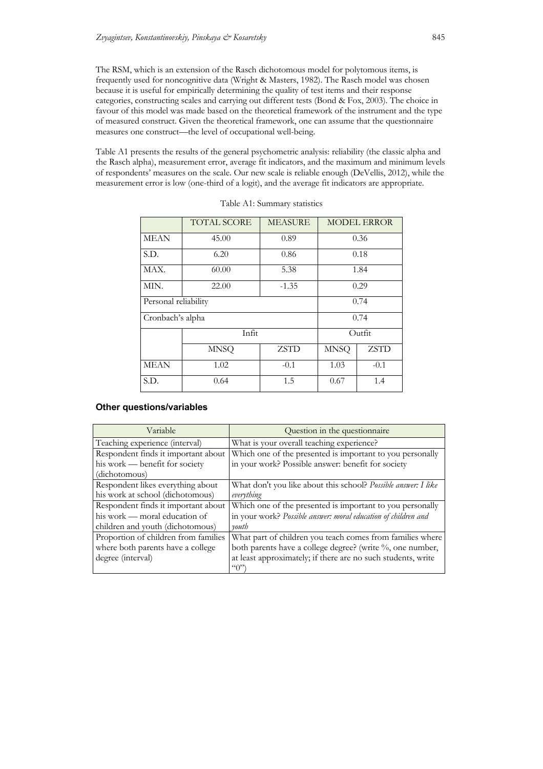The RSM, which is an extension of the Rasch dichotomous model for polytomous items, is frequently used for noncognitive data (Wright & Masters, 1982). The Rasch model was chosen because it is useful for empirically determining the quality of test items and their response categories, constructing scales and carrying out different tests (Bond & Fox, 2003). The choice in favour of this model was made based on the theoretical framework of the instrument and the type of measured construct. Given the theoretical framework, one can assume that the questionnaire measures one construct—the level of occupational well-being.

Table A1 presents the results of the general psychometric analysis: reliability (the classic alpha and the Rasch alpha), measurement error, average fit indicators, and the maximum and minimum levels of respondents' measures on the scale. Our new scale is reliable enough (DeVellis, 2012), while the measurement error is low (one-third of a logit), and the average fit indicators are appropriate.

Table A1: Summary statistics

| | TOTAL SCORE | MEASURE | MODEL ERROR | |
|---|---|---|---|---|
| MEAN | 45.00 | 0.89 | 0.36 | |
| S.D. | 6.20 | 0.86 | 0.18 | |
| MAX. | 60.00 | 5.38 | 1.84 | |
| MIN. | 22.00 | -1.35 | 0.29 | |
| Personal reliability | | | 0.74 | |
| Cronbach's alpha | | | 0.74 | |
| | Infit | | Outfit | |
| | MNSQ | ZSTD | MNSQ | ZSTD |
| MEAN | 1.02 | -0.1 | 1.03 | -0.1 |
| S.D. | 0.64 | 1.5 | 0.67 | 1.4 |

### Other questions/variables

| Variable | Question in the questionnaire |
|---|---|
| Teaching experience (interval) | What is your overall teaching experience? |
| Respondent finds it important about his work — benefit for society (dichotomous) | Which one of the presented is important to you personally in your work? Possible answer: benefit for society |
| Respondent likes everything about his work at school (dichotomous) | What don't you like about this school? *Possible answer: I like everything* |
| Respondent finds it important about his work — moral education of children and youth (dichotomous) | Which one of the presented is important to you personally in your work? *Possible answer: moral education of children and youth* |
| Proportion of children from families where both parents have a college degree (interval) | What part of children you teach comes from families where both parents have a college degree? (write %, one number, at least approximately; if there are no such students, write "0") |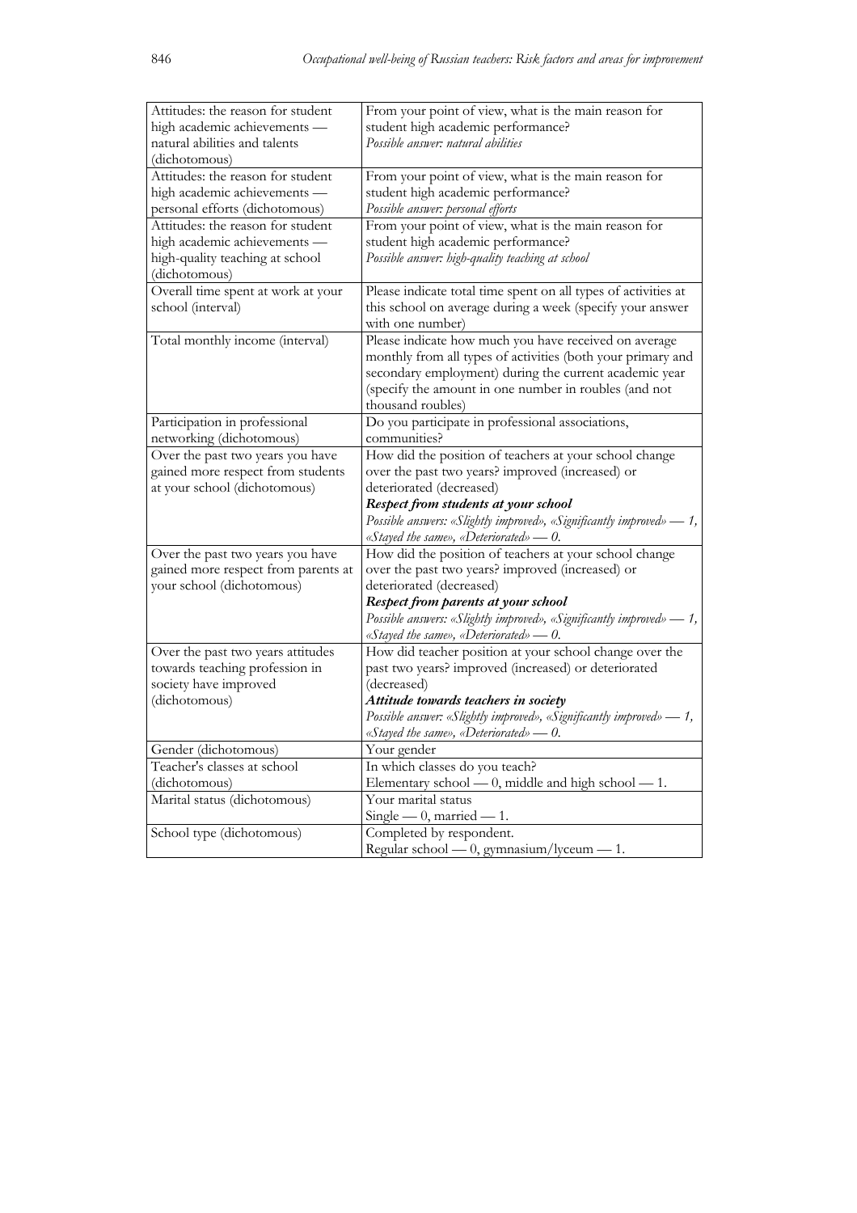| | |
|---|---|
| Attitudes: the reason for student high academic achievements — natural abilities and talents (dichotomous) | From your point of view, what is the main reason for student high academic performance?<br>*Possible answer: natural abilities* |
| Attitudes: the reason for student high academic achievements — personal efforts (dichotomous) | From your point of view, what is the main reason for student high academic performance?<br>*Possible answer: personal efforts* |
| Attitudes: the reason for student high academic achievements — high-quality teaching at school (dichotomous) | From your point of view, what is the main reason for student high academic performance?<br>*Possible answer: high-quality teaching at school* |
| Overall time spent at work at your school (interval) | Please indicate total time spent on all types of activities at this school on average during a week (specify your answer with one number) |
| Total monthly income (interval) | Please indicate how much you have received on average monthly from all types of activities (both your primary and secondary employment) during the current academic year (specify the amount in one number in roubles (and not thousand roubles) |
| Participation in professional networking (dichotomous) | Do you participate in professional associations, communities? |
| Over the past two years you have gained more respect from students at your school (dichotomous) | How did the position of teachers at your school change over the past two years? improved (increased) or deteriorated (decreased)<br>***Respect from students at your school***<br>*Possible answers: «Slightly improved», «Significantly improved» — 1, «Stayed the same», «Deteriorated» — 0.* |
| Over the past two years you have gained more respect from parents at your school (dichotomous) | How did the position of teachers at your school change over the past two years? improved (increased) or deteriorated (decreased)<br>***Respect from parents at your school***<br>*Possible answers: «Slightly improved», «Significantly improved» — 1, «Stayed the same», «Deteriorated» — 0.* |
| Over the past two years attitudes towards teaching profession in society have improved (dichotomous) | How did teacher position at your school change over the past two years? improved (increased) or deteriorated (decreased)<br>***Attitude towards teachers in society***<br>*Possible answer: «Slightly improved», «Significantly improved» — 1, «Stayed the same», «Deteriorated» — 0.* |
| Gender (dichotomous) | Your gender |
| Teacher's classes at school (dichotomous) | In which classes do you teach?<br>Elementary school — 0, middle and high school — 1. |
| Marital status (dichotomous) | Your marital status<br>Single — 0, married — 1. |
| School type (dichotomous) | Completed by respondent.<br>Regular school — 0, gymnasium/lyceum — 1. |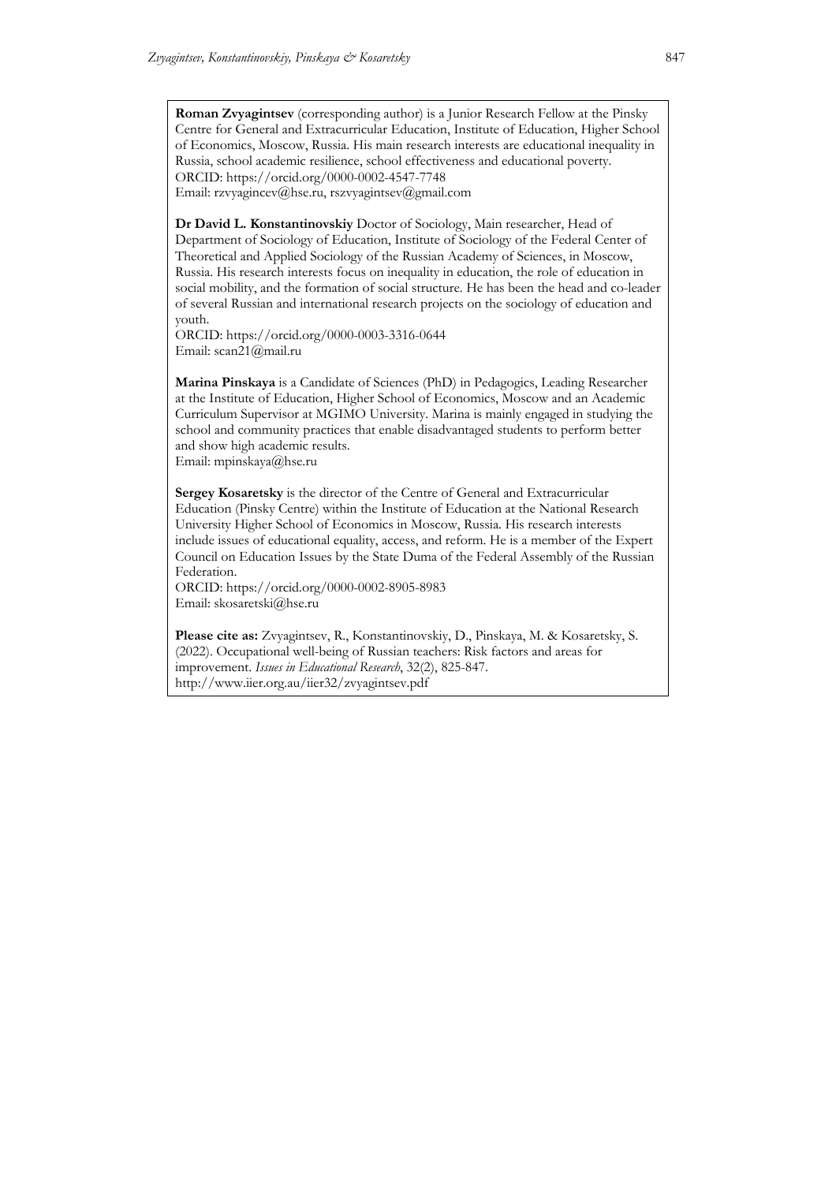**Roman Zvyagintsev** (corresponding author) is a Junior Research Fellow at the Pinsky Centre for General and Extracurricular Education, Institute of Education, Higher School of Economics, Moscow, Russia. His main research interests are educational inequality in Russia, school academic resilience, school effectiveness and educational poverty.
ORCID: https://orcid.org/0000-0002-4547-7748
Email: rzvyagincev@hse.ru, rszvyagintsev@gmail.com

**Dr David L. Konstantinovskiy** Doctor of Sociology, Main researcher, Head of Department of Sociology of Education, Institute of Sociology of the Federal Center of Theoretical and Applied Sociology of the Russian Academy of Sciences, in Moscow, Russia. His research interests focus on inequality in education, the role of education in social mobility, and the formation of social structure. He has been the head and co-leader of several Russian and international research projects on the sociology of education and youth.
ORCID: https://orcid.org/0000-0003-3316-0644
Email: scan21@mail.ru

**Marina Pinskaya** is a Candidate of Sciences (PhD) in Pedagogics, Leading Researcher at the Institute of Education, Higher School of Economics, Moscow and an Academic Curriculum Supervisor at MGIMO University. Marina is mainly engaged in studying the school and community practices that enable disadvantaged students to perform better and show high academic results.
Email: mpinskaya@hse.ru

**Sergey Kosaretsky** is the director of the Centre of General and Extracurricular Education (Pinsky Centre) within the Institute of Education at the National Research University Higher School of Economics in Moscow, Russia. His research interests include issues of educational equality, access, and reform. He is a member of the Expert Council on Education Issues by the State Duma of the Federal Assembly of the Russian Federation.
ORCID: https://orcid.org/0000-0002-8905-8983
Email: skosaretski@hse.ru

**Please cite as:** Zvyagintsev, R., Konstantinovskiy, D., Pinskaya, M. & Kosaretsky, S. (2022). Occupational well-being of Russian teachers: Risk factors and areas for improvement. *Issues in Educational Research*, 32(2), 825-847. http://www.iier.org.au/iier32/zvyagintsev.pdf